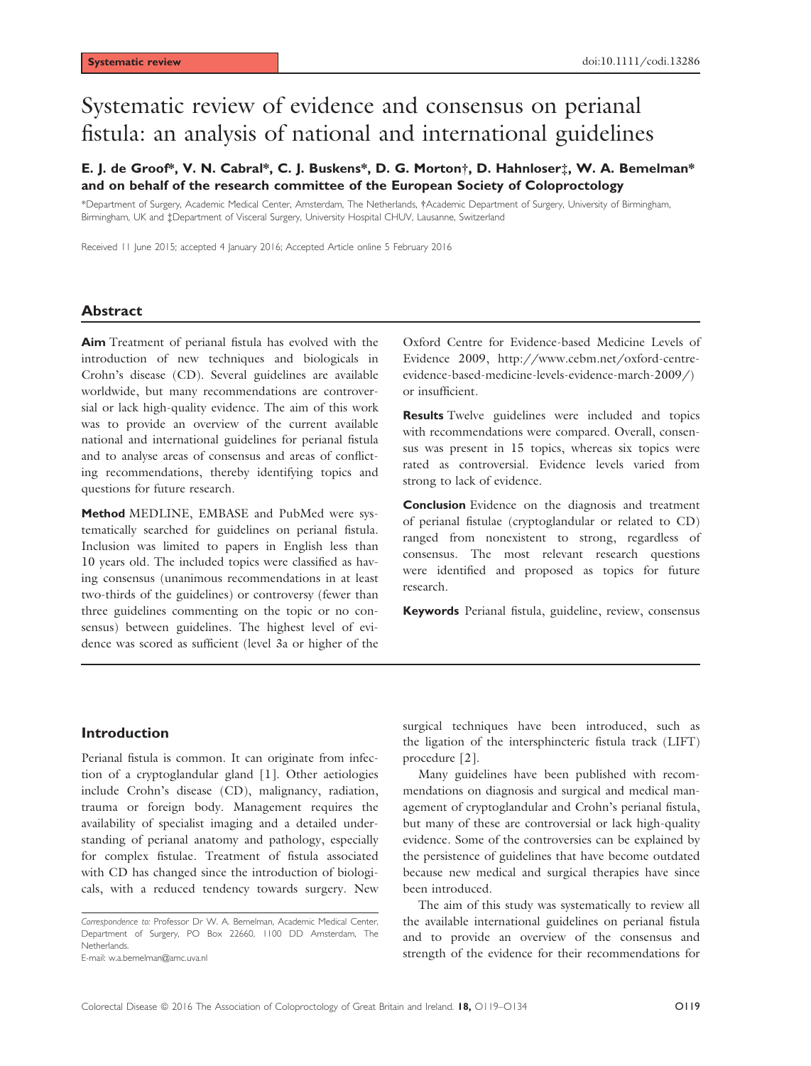Systematic review

doi:10.1111/codi.13286

# Systematic review of evidence and consensus on perianal fistula: an analysis of national and international guidelines

**E. J. de Groof*, V. N. Cabral*, C. J. Buskens*, D. G. Morton†, D. Hahnloser‡, W. A. Bemelman* and on behalf of the research committee of the European Society of Coloproctology**

*Department of Surgery, Academic Medical Center, Amsterdam, The Netherlands, †Academic Department of Surgery, University of Birmingham, Birmingham, UK and ‡Department of Visceral Surgery, University Hospital CHUV, Lausanne, Switzerland

Received 11 June 2015; accepted 4 January 2016; Accepted Article online 5 February 2016

## Abstract

**Aim** Treatment of perianal fistula has evolved with the introduction of new techniques and biologicals in Crohn's disease (CD). Several guidelines are available worldwide, but many recommendations are controversial or lack high-quality evidence. The aim of this work was to provide an overview of the current available national and international guidelines for perianal fistula and to analyse areas of consensus and areas of conflicting recommendations, thereby identifying topics and questions for future research.

**Method** MEDLINE, EMBASE and PubMed were systematically searched for guidelines on perianal fistula. Inclusion was limited to papers in English less than 10 years old. The included topics were classified as having consensus (unanimous recommendations in at least two-thirds of the guidelines) or controversy (fewer than three guidelines commenting on the topic or no consensus) between guidelines. The highest level of evidence was scored as sufficient (level 3a or higher of the Oxford Centre for Evidence-based Medicine Levels of Evidence 2009, http://www.cebm.net/oxford-centre-evidence-based-medicine-levels-evidence-march-2009/) or insufficient.

**Results** Twelve guidelines were included and topics with recommendations were compared. Overall, consensus was present in 15 topics, whereas six topics were rated as controversial. Evidence levels varied from strong to lack of evidence.

**Conclusion** Evidence on the diagnosis and treatment of perianal fistulae (cryptoglandular or related to CD) ranged from nonexistent to strong, regardless of consensus. The most relevant research questions were identified and proposed as topics for future research.

**Keywords** Perianal fistula, guideline, review, consensus

## Introduction

Perianal fistula is common. It can originate from infection of a cryptoglandular gland [1]. Other aetiologies include Crohn's disease (CD), malignancy, radiation, trauma or foreign body. Management requires the availability of specialist imaging and a detailed understanding of perianal anatomy and pathology, especially for complex fistulae. Treatment of fistula associated with CD has changed since the introduction of biologicals, with a reduced tendency towards surgery. New surgical techniques have been introduced, such as the ligation of the intersphincteric fistula track (LIFT) procedure [2].

Many guidelines have been published with recommendations on diagnosis and surgical and medical management of cryptoglandular and Crohn's perianal fistula, but many of these are controversial or lack high-quality evidence. Some of the controversies can be explained by the persistence of guidelines that have become outdated because new medical and surgical therapies have since been introduced.

The aim of this study was systematically to review all the available international guidelines on perianal fistula and to provide an overview of the consensus and strength of the evidence for their recommendations for

*Correspondence to:* Professor Dr W. A. Bemelman, Academic Medical Center, Department of Surgery, PO Box 22660, 1100 DD Amsterdam, The Netherlands.
E-mail: w.a.bemelman@amc.uva.nl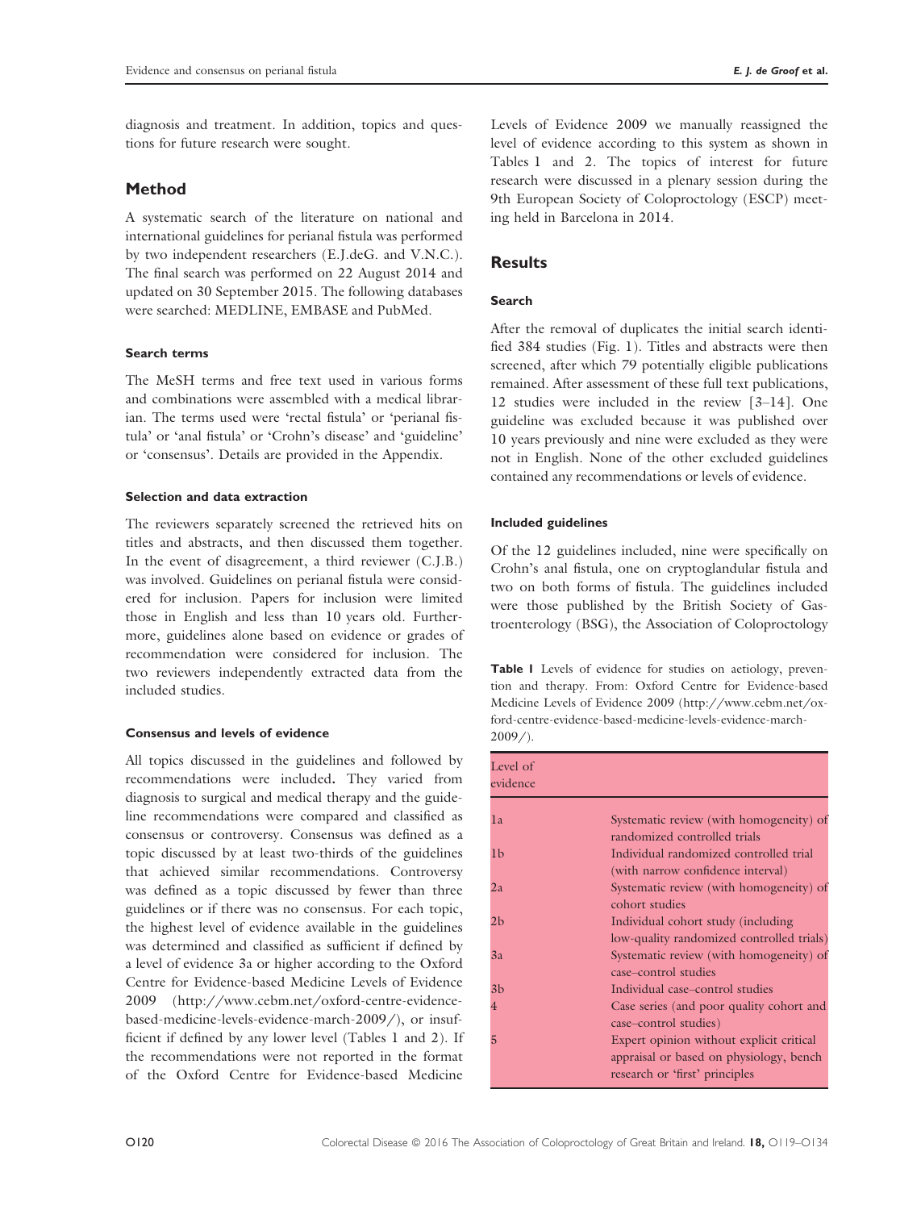diagnosis and treatment. In addition, topics and questions for future research were sought.

## Method

A systematic search of the literature on national and international guidelines for perianal fistula was performed by two independent researchers (E.J.deG. and V.N.C.). The final search was performed on 22 August 2014 and updated on 30 September 2015. The following databases were searched: MEDLINE, EMBASE and PubMed.

### Search terms

The MeSH terms and free text used in various forms and combinations were assembled with a medical librarian. The terms used were 'rectal fistula' or 'perianal fistula' or 'anal fistula' or 'Crohn's disease' and 'guideline' or 'consensus'. Details are provided in the Appendix.

### Selection and data extraction

The reviewers separately screened the retrieved hits on titles and abstracts, and then discussed them together. In the event of disagreement, a third reviewer (C.J.B.) was involved. Guidelines on perianal fistula were considered for inclusion. Papers for inclusion were limited those in English and less than 10 years old. Furthermore, guidelines alone based on evidence or grades of recommendation were considered for inclusion. The two reviewers independently extracted data from the included studies.

### Consensus and levels of evidence

All topics discussed in the guidelines and followed by recommendations were included**.** They varied from diagnosis to surgical and medical therapy and the guideline recommendations were compared and classified as consensus or controversy. Consensus was defined as a topic discussed by at least two-thirds of the guidelines that achieved similar recommendations. Controversy was defined as a topic discussed by fewer than three guidelines or if there was no consensus. For each topic, the highest level of evidence available in the guidelines was determined and classified as sufficient if defined by a level of evidence 3a or higher according to the Oxford Centre for Evidence-based Medicine Levels of Evidence 2009 (http://www.cebm.net/oxford-centre-evidence-based-medicine-levels-evidence-march-2009/), or insufficient if defined by any lower level (Tables 1 and 2). If the recommendations were not reported in the format of the Oxford Centre for Evidence-based Medicine Levels of Evidence 2009 we manually reassigned the level of evidence according to this system as shown in Tables 1 and 2. The topics of interest for future research were discussed in a plenary session during the 9th European Society of Coloproctology (ESCP) meeting held in Barcelona in 2014.

## Results

### Search

After the removal of duplicates the initial search identified 384 studies (Fig. 1). Titles and abstracts were then screened, after which 79 potentially eligible publications remained. After assessment of these full text publications, 12 studies were included in the review [3–14]. One guideline was excluded because it was published over 10 years previously and nine were excluded as they were not in English. None of the other excluded guidelines contained any recommendations or levels of evidence.

### Included guidelines

Of the 12 guidelines included, nine were specifically on Crohn's anal fistula, one on cryptoglandular fistula and two on both forms of fistula. The guidelines included were those published by the British Society of Gastroenterology (BSG), the Association of Coloproctology

**Table 1** Levels of evidence for studies on aetiology, prevention and therapy. From: Oxford Centre for Evidence-based Medicine Levels of Evidence 2009 (http://www.cebm.net/oxford-centre-evidence-based-medicine-levels-evidence-march-2009/).

| Level of evidence | |
|---|---|
| 1a | Systematic review (with homogeneity) of randomized controlled trials |
| 1b | Individual randomized controlled trial (with narrow confidence interval) |
| 2a | Systematic review (with homogeneity) of cohort studies |
| 2b | Individual cohort study (including low-quality randomized controlled trials) |
| 3a | Systematic review (with homogeneity) of case–control studies |
| 3b | Individual case–control studies |
| 4 | Case series (and poor quality cohort and case–control studies) |
| 5 | Expert opinion without explicit critical appraisal or based on physiology, bench research or 'first' principles |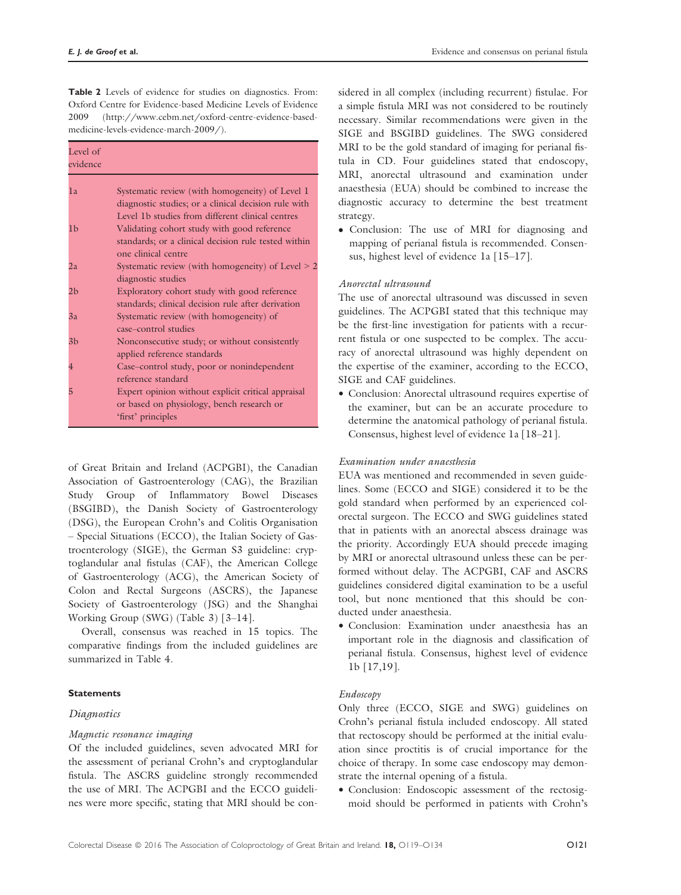**Table 2** Levels of evidence for studies on diagnostics. From: Oxford Centre for Evidence-based Medicine Levels of Evidence 2009 (http://www.cebm.net/oxford-centre-evidence-based-medicine-levels-evidence-march-2009/).

| Level of evidence | |
|---|---|
| 1a | Systematic review (with homogeneity) of Level 1 diagnostic studies; or a clinical decision rule with Level 1b studies from different clinical centres |
| 1b | Validating cohort study with good reference standards; or a clinical decision rule tested within one clinical centre |
| 2a | Systematic review (with homogeneity) of Level > 2 diagnostic studies |
| 2b | Exploratory cohort study with good reference standards; clinical decision rule after derivation |
| 3a | Systematic review (with homogeneity) of case–control studies |
| 3b | Nonconsecutive study; or without consistently applied reference standards |
| 4 | Case–control study, poor or nonindependent reference standard |
| 5 | Expert opinion without explicit critical appraisal or based on physiology, bench research or 'first' principles |

of Great Britain and Ireland (ACPGBI), the Canadian Association of Gastroenterology (CAG), the Brazilian Study Group of Inflammatory Bowel Diseases (BSGIBD), the Danish Society of Gastroenterology (DSG), the European Crohn's and Colitis Organisation – Special Situations (ECCO), the Italian Society of Gastroenterology (SIGE), the German S3 guideline: cryptoglandular anal fistulas (CAF), the American College of Gastroenterology (ACG), the American Society of Colon and Rectal Surgeons (ASCRS), the Japanese Society of Gastroenterology (JSG) and the Shanghai Working Group (SWG) (Table 3) [3–14].

Overall, consensus was reached in 15 topics. The comparative findings from the included guidelines are summarized in Table 4.

**Statements**

*Diagnostics*

*Magnetic resonance imaging*

Of the included guidelines, seven advocated MRI for the assessment of perianal Crohn's and cryptoglandular fistula. The ASCRS guideline strongly recommended the use of MRI. The ACPGBI and the ECCO guidelines were more specific, stating that MRI should be considered in all complex (including recurrent) fistulae. For a simple fistula MRI was not considered to be routinely necessary. Similar recommendations were given in the SIGE and BSGIBD guidelines. The SWG considered MRI to be the gold standard of imaging for perianal fistula in CD. Four guidelines stated that endoscopy, MRI, anorectal ultrasound and examination under anaesthesia (EUA) should be combined to increase the diagnostic accuracy to determine the best treatment strategy.

- Conclusion: The use of MRI for diagnosing and mapping of perianal fistula is recommended. Consensus, highest level of evidence 1a [15–17].

*Anorectal ultrasound*

The use of anorectal ultrasound was discussed in seven guidelines. The ACPGBI stated that this technique may be the first-line investigation for patients with a recurrent fistula or one suspected to be complex. The accuracy of anorectal ultrasound was highly dependent on the expertise of the examiner, according to the ECCO, SIGE and CAF guidelines.

- Conclusion: Anorectal ultrasound requires expertise of the examiner, but can be an accurate procedure to determine the anatomical pathology of perianal fistula. Consensus, highest level of evidence 1a [18–21].

*Examination under anaesthesia*

EUA was mentioned and recommended in seven guidelines. Some (ECCO and SIGE) considered it to be the gold standard when performed by an experienced colorectal surgeon. The ECCO and SWG guidelines stated that in patients with an anorectal abscess drainage was the priority. Accordingly EUA should precede imaging by MRI or anorectal ultrasound unless these can be performed without delay. The ACPGBI, CAF and ASCRS guidelines considered digital examination to be a useful tool, but none mentioned that this should be conducted under anaesthesia.

- Conclusion: Examination under anaesthesia has an important role in the diagnosis and classification of perianal fistula. Consensus, highest level of evidence 1b [17,19].

*Endoscopy*

Only three (ECCO, SIGE and SWG) guidelines on Crohn's perianal fistula included endoscopy. All stated that rectoscopy should be performed at the initial evaluation since proctitis is of crucial importance for the choice of therapy. In some case endoscopy may demonstrate the internal opening of a fistula.

- Conclusion: Endoscopic assessment of the rectosigmoid should be performed in patients with Crohn's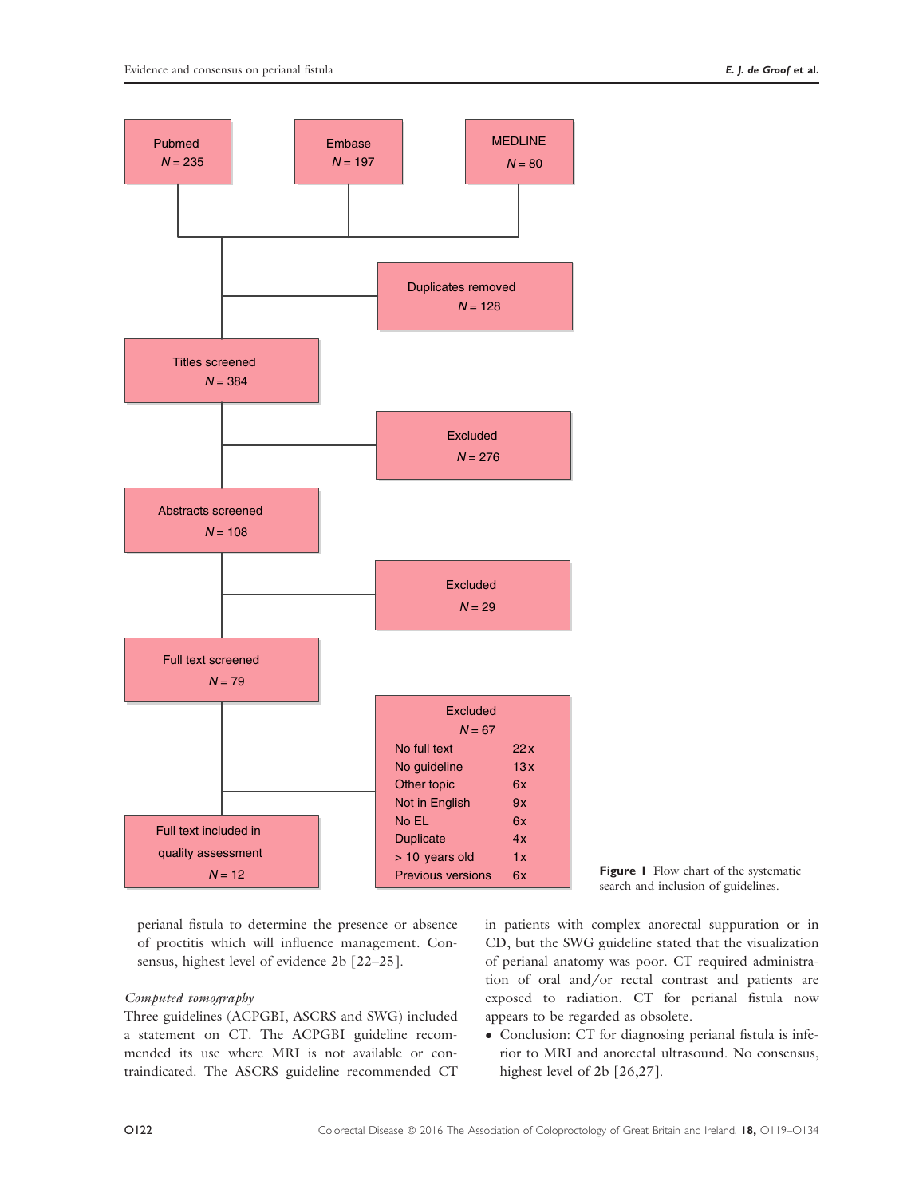Pubmed
N = 235

Embase
N = 197

MEDLINE
N = 80

Duplicates removed
N = 128

Titles screened
N = 384

Excluded
N = 276

Abstracts screened
N = 108

Excluded
N = 29

Full text screened
N = 79

Excluded
N = 67
No full text 22x
No guideline 13x
Other topic 6x
Not in English 9x
No EL 6x
Duplicate 4x
> 10 years old 1x
Previous versions 6x

Full text included in quality assessment
N = 12

**Figure 1** Flow chart of the systematic search and inclusion of guidelines.

perianal fistula to determine the presence or absence of proctitis which will influence management. Consensus, highest level of evidence 2b [22–25].

*Computed tomography*

Three guidelines (ACPGBI, ASCRS and SWG) included a statement on CT. The ACPGBI guideline recommended its use where MRI is not available or contraindicated. The ASCRS guideline recommended CT in patients with complex anorectal suppuration or in CD, but the SWG guideline stated that the visualization of perianal anatomy was poor. CT required administration of oral and/or rectal contrast and patients are exposed to radiation. CT for perianal fistula now appears to be regarded as obsolete.

- Conclusion: CT for diagnosing perianal fistula is inferior to MRI and anorectal ultrasound. No consensus, highest level of 2b [26,27].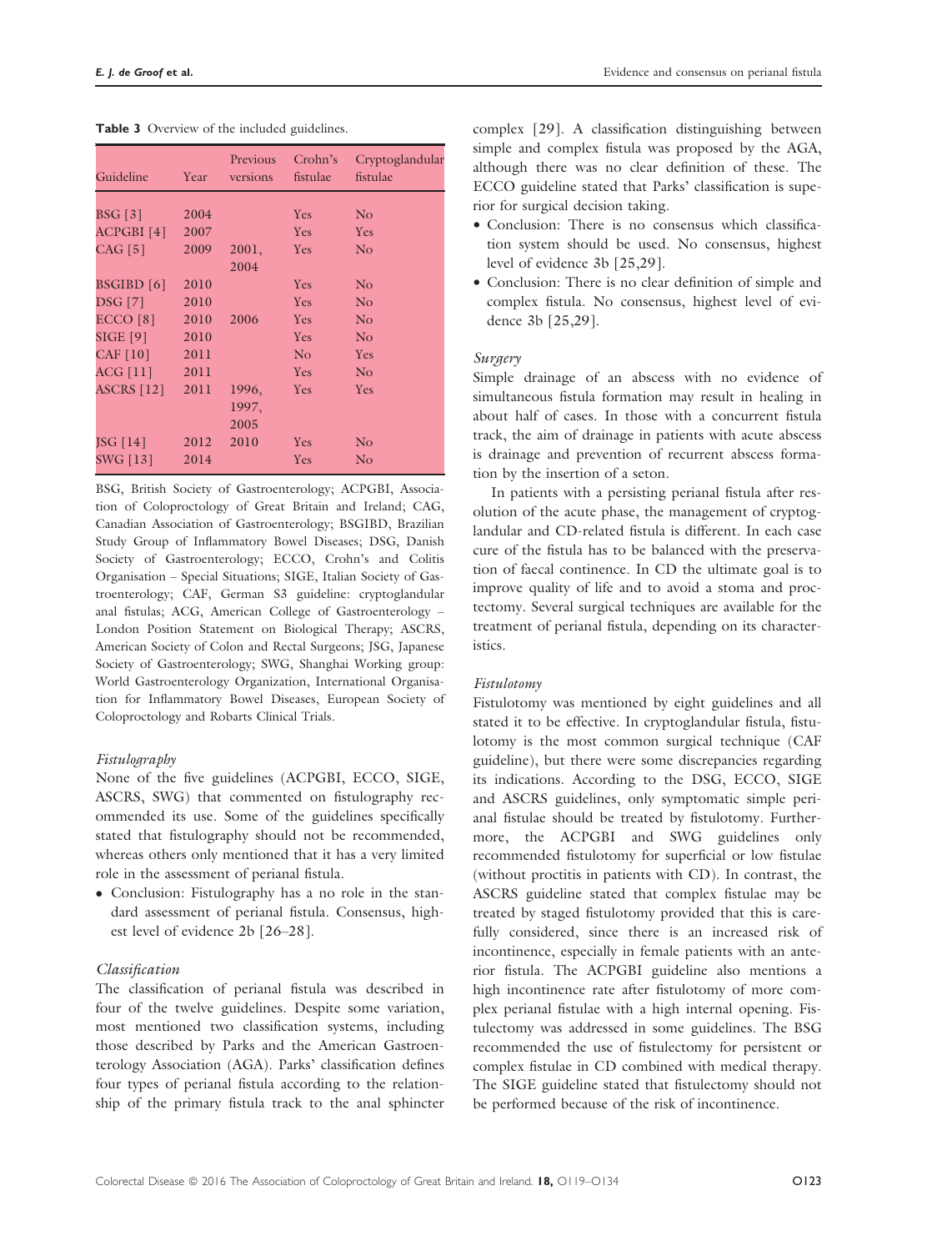**Table 3** Overview of the included guidelines.

| Guideline | Year | Previous versions | Crohn's fistulae | Cryptoglandular fistulae |
|---|---|---|---|---|
| BSG [3] | 2004 | | Yes | No |
| ACPGBI [4] | 2007 | | Yes | Yes |
| CAG [5] | 2009 | 2001, 2004 | Yes | No |
| BSGIBD [6] | 2010 | | Yes | No |
| DSG [7] | 2010 | | Yes | No |
| ECCO [8] | 2010 | 2006 | Yes | No |
| SIGE [9] | 2010 | | Yes | No |
| CAF [10] | 2011 | | No | Yes |
| ACG [11] | 2011 | | Yes | No |
| ASCRS [12] | 2011 | 1996, 1997, 2005 | Yes | Yes |
| JSG [14] | 2012 | 2010 | Yes | No |
| SWG [13] | 2014 | | Yes | No |

BSG, British Society of Gastroenterology; ACPGBI, Association of Coloproctology of Great Britain and Ireland; CAG, Canadian Association of Gastroenterology; BSGIBD, Brazilian Study Group of Inflammatory Bowel Diseases; DSG, Danish Society of Gastroenterology; ECCO, Crohn's and Colitis Organisation – Special Situations; SIGE, Italian Society of Gastroenterology; CAF, German S3 guideline: cryptoglandular anal fistulas; ACG, American College of Gastroenterology – London Position Statement on Biological Therapy; ASCRS, American Society of Colon and Rectal Surgeons; JSG, Japanese Society of Gastroenterology; SWG, Shanghai Working group: World Gastroenterology Organization, International Organisation for Inflammatory Bowel Diseases, European Society of Coloproctology and Robarts Clinical Trials.

#### *Fistulography*

None of the five guidelines (ACPGBI, ECCO, SIGE, ASCRS, SWG) that commented on fistulography recommended its use. Some of the guidelines specifically stated that fistulography should not be recommended, whereas others only mentioned that it has a very limited role in the assessment of perianal fistula.

- Conclusion: Fistulography has a no role in the standard assessment of perianal fistula. Consensus, highest level of evidence 2b [26–28].

#### *Classification*

The classification of perianal fistula was described in four of the twelve guidelines. Despite some variation, most mentioned two classification systems, including those described by Parks and the American Gastroenterology Association (AGA). Parks' classification defines four types of perianal fistula according to the relationship of the primary fistula track to the anal sphincter complex [29]. A classification distinguishing between simple and complex fistula was proposed by the AGA, although there was no clear definition of these. The ECCO guideline stated that Parks' classification is superior for surgical decision taking.

- Conclusion: There is no consensus which classification system should be used. No consensus, highest level of evidence 3b [25,29].
- Conclusion: There is no clear definition of simple and complex fistula. No consensus, highest level of evidence 3b [25,29].

#### *Surgery*

Simple drainage of an abscess with no evidence of simultaneous fistula formation may result in healing in about half of cases. In those with a concurrent fistula track, the aim of drainage in patients with acute abscess is drainage and prevention of recurrent abscess formation by the insertion of a seton.

In patients with a persisting perianal fistula after resolution of the acute phase, the management of cryptoglandular and CD-related fistula is different. In each case cure of the fistula has to be balanced with the preservation of faecal continence. In CD the ultimate goal is to improve quality of life and to avoid a stoma and proctectomy. Several surgical techniques are available for the treatment of perianal fistula, depending on its characteristics.

#### *Fistulotomy*

Fistulotomy was mentioned by eight guidelines and all stated it to be effective. In cryptoglandular fistula, fistulotomy is the most common surgical technique (CAF guideline), but there were some discrepancies regarding its indications. According to the DSG, ECCO, SIGE and ASCRS guidelines, only symptomatic simple perianal fistulae should be treated by fistulotomy. Furthermore, the ACPGBI and SWG guidelines only recommended fistulotomy for superficial or low fistulae (without proctitis in patients with CD). In contrast, the ASCRS guideline stated that complex fistulae may be treated by staged fistulotomy provided that this is carefully considered, since there is an increased risk of incontinence, especially in female patients with an anterior fistula. The ACPGBI guideline also mentions a high incontinence rate after fistulotomy of more complex perianal fistulae with a high internal opening. Fistulectomy was addressed in some guidelines. The BSG recommended the use of fistulectomy for persistent or complex fistulae in CD combined with medical therapy. The SIGE guideline stated that fistulectomy should not be performed because of the risk of incontinence.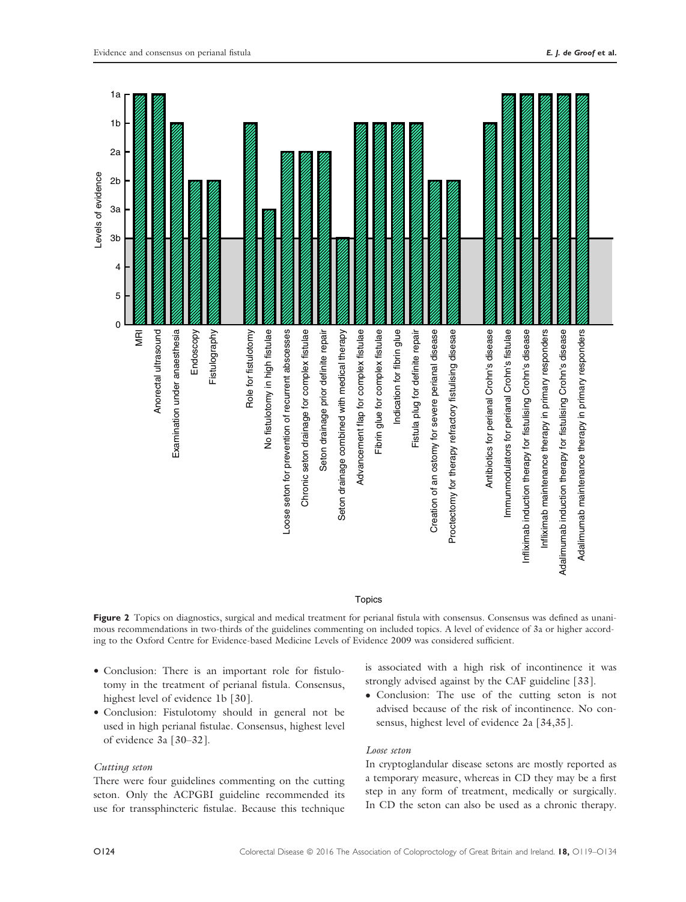1a
1b
2a
2b
3a
3b
4
5
0

Levels of evidence

MRI
Anorectal ultrasound
Examination under anaesthesia
Endoscopy
Fistulography
Role for fistulotomy
No fistulotomy in high fistulae
Loose seton for prevention of recurrent abscesses
Chronic seton drainage for complex fistulae
Seton drainage prior definite repair
Seton drainage combined with medical therapy
Advancement flap for complex fistulae
Fibrin glue for complex fistulae
Indication for fibrin glue
Fistula plug for definite repair
Creation of an ostomy for severe perianal disease
Proctectomy for therapy refractory fistulising disease
Antibiotics for perianal Crohn's disease
Immunmodulators for perianal Crohn's fistulae
Infliximab induction therapy for fistulising Crohn's disease
Infliximab maintenance therapy in primary responders
Adalimumab induction therapy for fistulising Crohn's disease
Adalimumab maintenance therapy in primary responders

Topics

**Figure 2** Topics on diagnostics, surgical and medical treatment for perianal fistula with consensus. Consensus was defined as unanimous recommendations in two-thirds of the guidelines commenting on included topics. A level of evidence of 3a or higher according to the Oxford Centre for Evidence-based Medicine Levels of Evidence 2009 was considered sufficient.

- Conclusion: There is an important role for fistulotomy in the treatment of perianal fistula. Consensus, highest level of evidence 1b [30].
- Conclusion: Fistulotomy should in general not be used in high perianal fistulae. Consensus, highest level of evidence 3a [30–32].

*Cutting seton*

There were four guidelines commenting on the cutting seton. Only the ACPGBI guideline recommended its use for transsphincteric fistulae. Because this technique is associated with a high risk of incontinence it was strongly advised against by the CAF guideline [33].

- Conclusion: The use of the cutting seton is not advised because of the risk of incontinence. No consensus, highest level of evidence 2a [34,35].

*Loose seton*

In cryptoglandular disease setons are mostly reported as a temporary measure, whereas in CD they may be a first step in any form of treatment, medically or surgically. In CD the seton can also be used as a chronic therapy.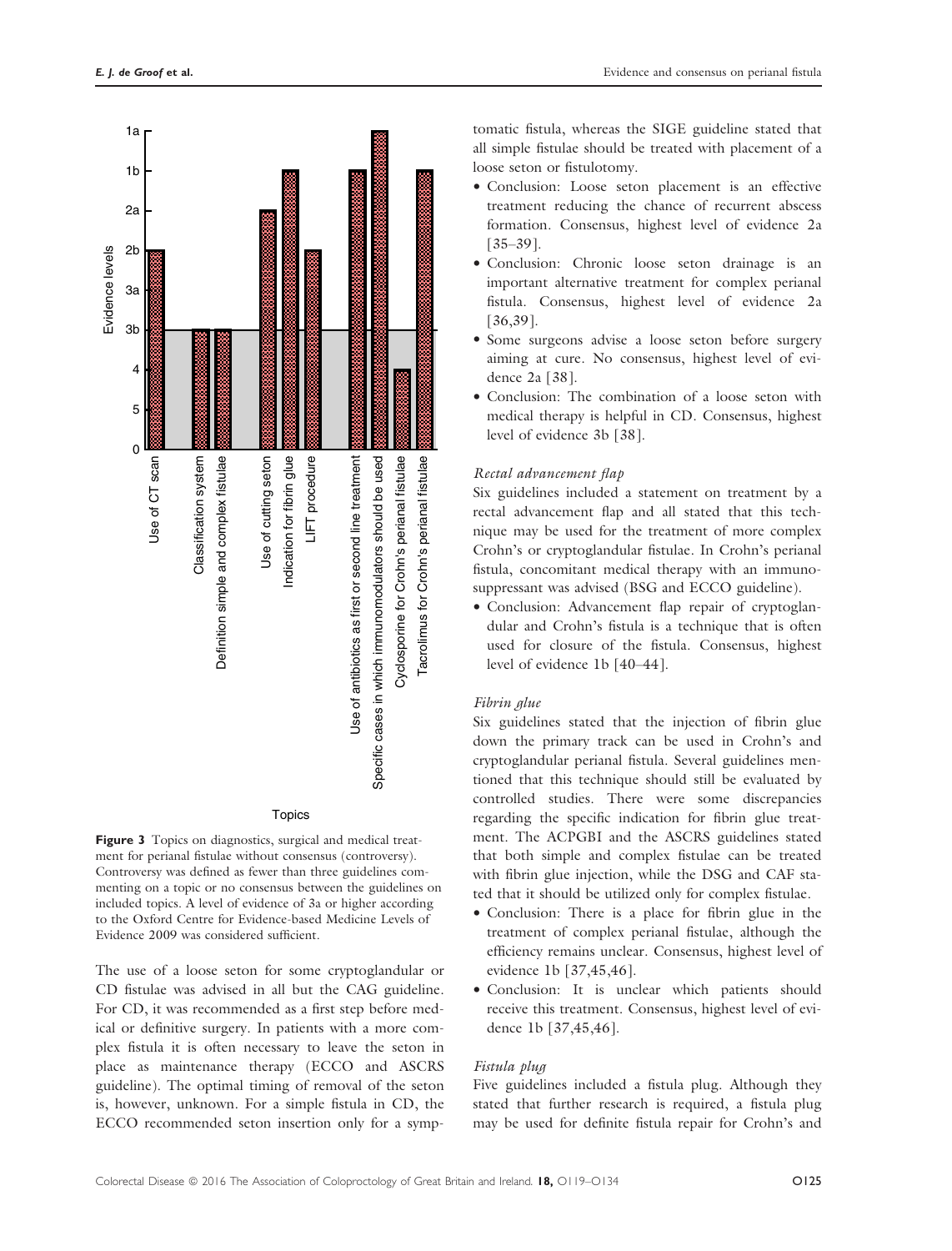1a
1b
2a
2b
3a
3b
4
5
0

Evidence levels

Use of CT scan

Classification system

Definition simple and complex fistulae

Use of cutting seton

Indication for fibrin glue

LIFT procedure

Use of antibiotics as first or second line treatment

Specific cases in which immunomodulators should be used

Cyclosporine for Crohn's perianal fistulae

Tacrolimus for Crohn's perianal fistulae

Topics

**Figure 3** Topics on diagnostics, surgical and medical treatment for perianal fistulae without consensus (controversy). Controversy was defined as fewer than three guidelines commenting on a topic or no consensus between the guidelines on included topics. A level of evidence of 3a or higher according to the Oxford Centre for Evidence-based Medicine Levels of Evidence 2009 was considered sufficient.

The use of a loose seton for some cryptoglandular or CD fistulae was advised in all but the CAG guideline. For CD, it was recommended as a first step before medical or definitive surgery. In patients with a more complex fistula it is often necessary to leave the seton in place as maintenance therapy (ECCO and ASCRS guideline). The optimal timing of removal of the seton is, however, unknown. For a simple fistula in CD, the ECCO recommended seton insertion only for a symptomatic fistula, whereas the SIGE guideline stated that all simple fistulae should be treated with placement of a loose seton or fistulotomy.

- Conclusion: Loose seton placement is an effective treatment reducing the chance of recurrent abscess formation. Consensus, highest level of evidence 2a [35–39].
- Conclusion: Chronic loose seton drainage is an important alternative treatment for complex perianal fistula. Consensus, highest level of evidence 2a [36,39].
- Some surgeons advise a loose seton before surgery aiming at cure. No consensus, highest level of evidence 2a [38].
- Conclusion: The combination of a loose seton with medical therapy is helpful in CD. Consensus, highest level of evidence 3b [38].

*Rectal advancement flap*

Six guidelines included a statement on treatment by a rectal advancement flap and all stated that this technique may be used for the treatment of more complex Crohn's or cryptoglandular fistulae. In Crohn's perianal fistula, concomitant medical therapy with an immunosuppressant was advised (BSG and ECCO guideline).

- Conclusion: Advancement flap repair of cryptoglandular and Crohn's fistula is a technique that is often used for closure of the fistula. Consensus, highest level of evidence 1b [40–44].

*Fibrin glue*

Six guidelines stated that the injection of fibrin glue down the primary track can be used in Crohn's and cryptoglandular perianal fistula. Several guidelines mentioned that this technique should still be evaluated by controlled studies. There were some discrepancies regarding the specific indication for fibrin glue treatment. The ACPGBI and the ASCRS guidelines stated that both simple and complex fistulae can be treated with fibrin glue injection, while the DSG and CAF stated that it should be utilized only for complex fistulae.

- Conclusion: There is a place for fibrin glue in the treatment of complex perianal fistulae, although the efficiency remains unclear. Consensus, highest level of evidence 1b [37,45,46].
- Conclusion: It is unclear which patients should receive this treatment. Consensus, highest level of evidence 1b [37,45,46].

*Fistula plug*

Five guidelines included a fistula plug. Although they stated that further research is required, a fistula plug may be used for definite fistula repair for Crohn's and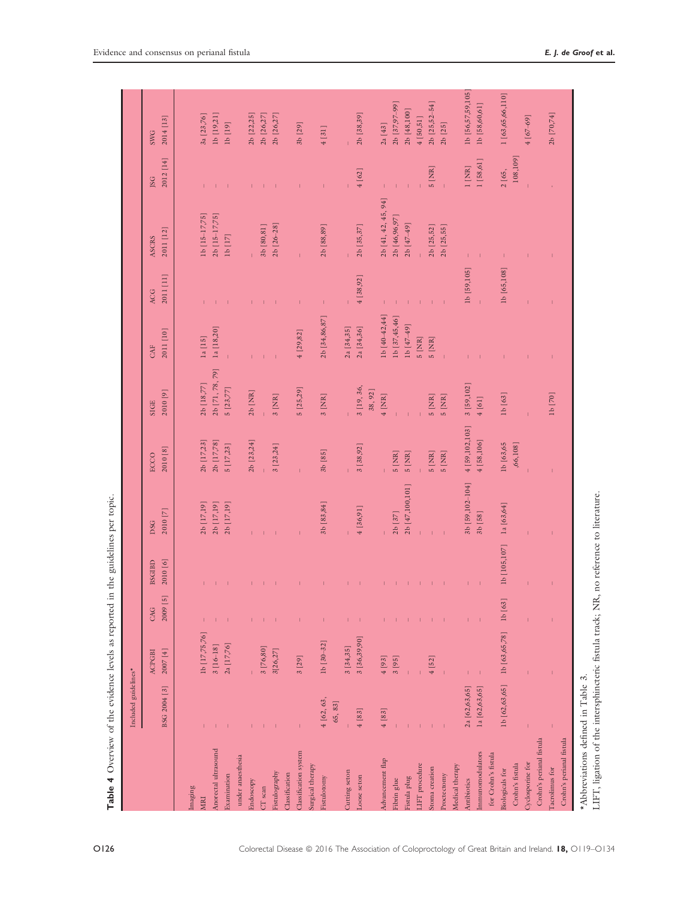**Table 4** Overview of the evidence levels as reported in the guidelines per topic.

| | Included guidelines* | | | | | | | | | | | |
|---|---|---|---|---|---|---|---|---|---|---|---|---|
| | BSG 2004 [3] | ACPGBI 2007 [4] | CAG 2009 [5] | BSGIBD 2010 [6] | DSG 2010 [7] | ECCO 2010 [8] | SIGE 2010 [9] | CAF 2011 [10] | ACG 2011 [11] | ASCRS 2011 [12] | JSG 2012 [14] | SWG 2014 [13] |
| Imaging | | | | | | | | | | | | |
| MRI | – | 1b [17,75,76] | – | – | 2b [17,19] | 2b [17,23] | 2b [18,77] | 1a [15] | – | 1b [15–17,75] | – | 3a [23,76] |
| Anorectal ultrasound | – | 3 [16–18] | – | – | 2b [17,19] | 2b [17,78] | 2b [71, 78, 79] | 1a [18,20] | – | 2b [15–17,75] | – | 1b [19,21] |
| Examination under anaesthesia | – | 2a [17,76] | – | – | 2b [17,19] | 5 [17,23] | 5 [23,77] | – | – | 1b [17] | – | 1b [19] |
| Endoscopy | – | – | – | – | – | 2b [23,24] | 2b [NR] | – | – | – | – | 2b [22,25] |
| CT scan | – | 3 [76,80] | – | – | – | – | – | – | – | 3b [80,81] | – | 2b [26,27] |
| Fistulography | – | 3[26,27] | – | – | – | 3 [23,24] | 3 [NR] | – | – | 2b [26–28] | – | 2b [26,27] |
| Classification | | | | | | | | | | | | |
| Classification system | – | 3 [29] | – | – | – | – | 5 [25,29] | 4 [29,82] | – | – | – | 3b [29] |
| Surgical therapy | | | | | | | | | | | | |
| Fistulotomy | 4 [62, 63, 65, 83] | 1b [30–32] | – | – | 3b [83,84] | 3b [85] | 3 [NR] | 2b [34,86,87] | – | 2b [88,89] | – | 4 [31] |
| Cutting seton | – | 3 [34,35] | – | – | – | – | – | 2a [34,35] | – | – | – | – |
| Loose seton | 4 [83] | 3 [36,39,90] | – | – | 4 [36,91] | 3 [38,92] | 3 [19, 36, 38, 92] | 2a [34,36] | 4 [38,92] | 2b [35,37] | 4 [62] | 2b [38,39] |
| Advancement flap | 4 [83] | 4 [93] | – | – | – | – | 4 [NR] | 1b [40–42,44] | – | 2b [41, 42, 45, 94] | – | 2a [43] |
| Fibrin glue | – | 3 [95] | – | – | 2b [37] | 5 [NR] | – | 1b [37,45,46] | – | 2b [46,96,97] | – | 2b [37,97–99] |
| Fistula plug | – | – | – | – | 2b [47,100,101] | 5 [NR] | – | 1b [47–49] | – | 2b [47–49] | – | 2b [48,100] |
| LIFT procedure | – | – | – | – | – | – | – | 5 [NR] | – | – | – | 4 [50,51] |
| Stoma creation | – | 4 [52] | – | – | – | 5 [NR] | 5 [NR] | 5 [NR] | – | 2b [25,52] | 5 [NR] | 2b [25,52–54] |
| Proctectomy | – | – | – | – | – | 5 [NR] | 5 [NR] | – | – | 2b [25,55] | – | 2b [25] |
| Medical therapy | | | | | | | | | | | | |
| Antibiotics | 2a [62,63,65] | – | – | – | 3b [59,102–104] | 4 [59,102,103] | 3 [59,102] | – | 1b [59,105] | – | 1 [NR] | 1b [56,57,59,105] |
| Immunomodulators for Crohn's fistula | 1a [62,63,65] | – | – | – | 3b [58] | 4 [58,106] | 4 [61] | – | – | – | 1 [58,61] | 1b [58,60,61] |
| Biologicals for Crohn's fistula | 1b [62,63,65] | 1b [63,65,78] | 1b [63] | 1b [105,107] | 1a [63,64] | 1b [63,65 ,66,108] | 1b [63] | – | 1b [65,108] | – | 2 [65, 108,109] | 1 [63,65,66,110] |
| Cyclosporine for Crohn's perianal fistula | – | – | – | – | – | – | – | – | – | – | – | 4 [67–69] |
| Tacrolimus for Crohn's perianal fistula | – | – | – | – | – | – | 1b [70] | – | – | – | . | 2b [70,74] |

*Abbreviations defined in Table 3.

LIFT, ligation of the intersphincteric fistula track; NR, no reference to literature.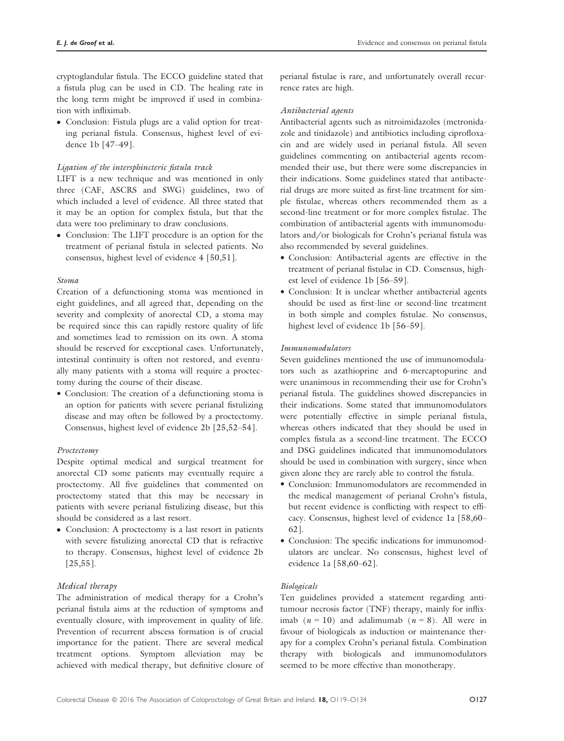cryptoglandular fistula. The ECCO guideline stated that a fistula plug can be used in CD. The healing rate in the long term might be improved if used in combination with infliximab.

- Conclusion: Fistula plugs are a valid option for treating perianal fistula. Consensus, highest level of evidence 1b [47–49].

#### *Ligation of the intersphincteric fistula track*

LIFT is a new technique and was mentioned in only three (CAF, ASCRS and SWG) guidelines, two of which included a level of evidence. All three stated that it may be an option for complex fistula, but that the data were too preliminary to draw conclusions.

- Conclusion: The LIFT procedure is an option for the treatment of perianal fistula in selected patients. No consensus, highest level of evidence 4 [50,51].

#### *Stoma*

Creation of a defunctioning stoma was mentioned in eight guidelines, and all agreed that, depending on the severity and complexity of anorectal CD, a stoma may be required since this can rapidly restore quality of life and sometimes lead to remission on its own. A stoma should be reserved for exceptional cases. Unfortunately, intestinal continuity is often not restored, and eventually many patients with a stoma will require a proctectomy during the course of their disease.

- Conclusion: The creation of a defunctioning stoma is an option for patients with severe perianal fistulizing disease and may often be followed by a proctectomy. Consensus, highest level of evidence 2b [25,52–54].

#### *Proctectomy*

Despite optimal medical and surgical treatment for anorectal CD some patients may eventually require a proctectomy. All five guidelines that commented on proctectomy stated that this may be necessary in patients with severe perianal fistulizing disease, but this should be considered as a last resort.

- Conclusion: A proctectomy is a last resort in patients with severe fistulizing anorectal CD that is refractive to therapy. Consensus, highest level of evidence 2b [25,55].

### *Medical therapy*

The administration of medical therapy for a Crohn's perianal fistula aims at the reduction of symptoms and eventually closure, with improvement in quality of life. Prevention of recurrent abscess formation is of crucial importance for the patient. There are several medical treatment options. Symptom alleviation may be achieved with medical therapy, but definitive closure of perianal fistulae is rare, and unfortunately overall recurrence rates are high.

#### *Antibacterial agents*

Antibacterial agents such as nitroimidazoles (metronidazole and tinidazole) and antibiotics including ciprofloxacin and are widely used in perianal fistula. All seven guidelines commenting on antibacterial agents recommended their use, but there were some discrepancies in their indications. Some guidelines stated that antibacterial drugs are more suited as first-line treatment for simple fistulae, whereas others recommended them as a second-line treatment or for more complex fistulae. The combination of antibacterial agents with immunomodulators and/or biologicals for Crohn's perianal fistula was also recommended by several guidelines.

- Conclusion: Antibacterial agents are effective in the treatment of perianal fistulae in CD. Consensus, highest level of evidence 1b [56–59].
- Conclusion: It is unclear whether antibacterial agents should be used as first-line or second-line treatment in both simple and complex fistulae. No consensus, highest level of evidence 1b [56–59].

#### *Immunomodulators*

Seven guidelines mentioned the use of immunomodulators such as azathioprine and 6-mercaptopurine and were unanimous in recommending their use for Crohn's perianal fistula. The guidelines showed discrepancies in their indications. Some stated that immunomodulators were potentially effective in simple perianal fistula, whereas others indicated that they should be used in complex fistula as a second-line treatment. The ECCO and DSG guidelines indicated that immunomodulators should be used in combination with surgery, since when given alone they are rarely able to control the fistula.

- Conclusion: Immunomodulators are recommended in the medical management of perianal Crohn's fistula, but recent evidence is conflicting with respect to efficacy. Consensus, highest level of evidence 1a [58,60–62].
- Conclusion: The specific indications for immunomodulators are unclear. No consensus, highest level of evidence 1a [58,60–62].

#### *Biologicals*

Ten guidelines provided a statement regarding anti-tumour necrosis factor (TNF) therapy, mainly for infliximab ($n = 10$) and adalimumab ($n = 8$). All were in favour of biologicals as induction or maintenance therapy for a complex Crohn's perianal fistula. Combination therapy with biologicals and immunomodulators seemed to be more effective than monotherapy.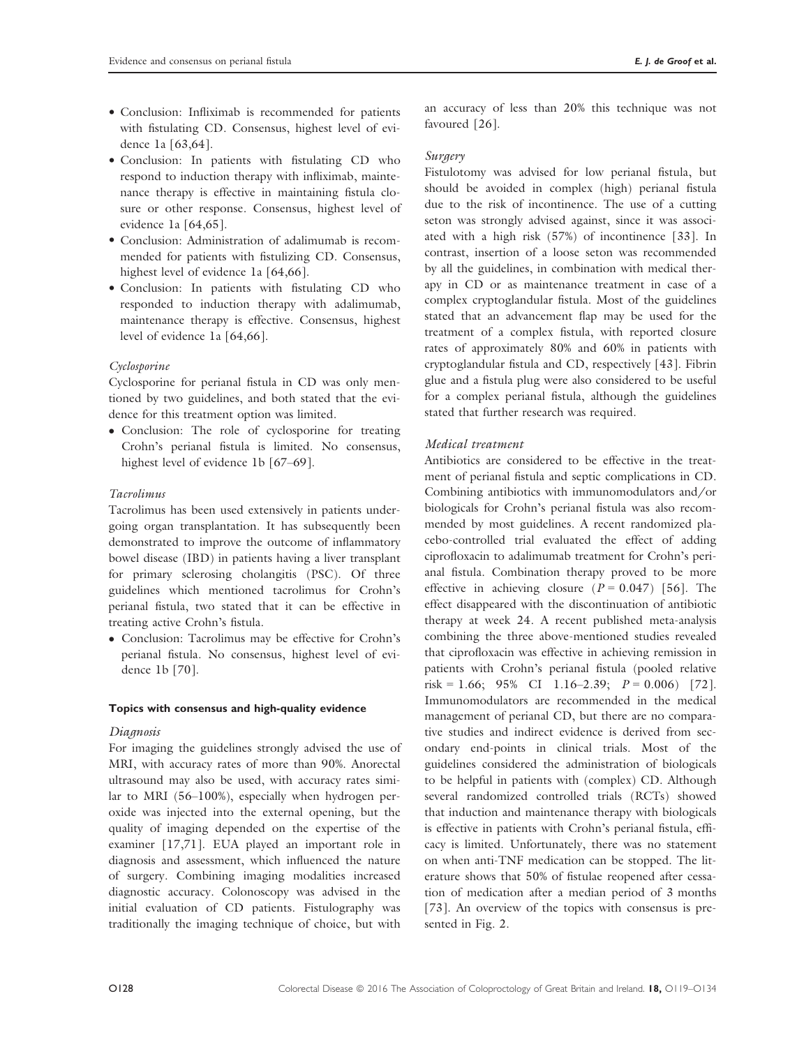- Conclusion: Infliximab is recommended for patients with fistulating CD. Consensus, highest level of evidence 1a [63,64].
- Conclusion: In patients with fistulating CD who respond to induction therapy with infliximab, maintenance therapy is effective in maintaining fistula closure or other response. Consensus, highest level of evidence 1a [64,65].
- Conclusion: Administration of adalimumab is recommended for patients with fistulizing CD. Consensus, highest level of evidence 1a [64,66].
- Conclusion: In patients with fistulating CD who responded to induction therapy with adalimumab, maintenance therapy is effective. Consensus, highest level of evidence 1a [64,66].

#### *Cyclosporine*

Cyclosporine for perianal fistula in CD was only mentioned by two guidelines, and both stated that the evidence for this treatment option was limited.

- Conclusion: The role of cyclosporine for treating Crohn's perianal fistula is limited. No consensus, highest level of evidence 1b [67–69].

#### *Tacrolimus*

Tacrolimus has been used extensively in patients undergoing organ transplantation. It has subsequently been demonstrated to improve the outcome of inflammatory bowel disease (IBD) in patients having a liver transplant for primary sclerosing cholangitis (PSC). Of three guidelines which mentioned tacrolimus for Crohn's perianal fistula, two stated that it can be effective in treating active Crohn's fistula.

- Conclusion: Tacrolimus may be effective for Crohn's perianal fistula. No consensus, highest level of evidence 1b [70].

### Topics with consensus and high-quality evidence

#### *Diagnosis*

For imaging the guidelines strongly advised the use of MRI, with accuracy rates of more than 90%. Anorectal ultrasound may also be used, with accuracy rates similar to MRI (56–100%), especially when hydrogen peroxide was injected into the external opening, but the quality of imaging depended on the expertise of the examiner [17,71]. EUA played an important role in diagnosis and assessment, which influenced the nature of surgery. Combining imaging modalities increased diagnostic accuracy. Colonoscopy was advised in the initial evaluation of CD patients. Fistulography was traditionally the imaging technique of choice, but with an accuracy of less than 20% this technique was not favoured [26].

#### *Surgery*

Fistulotomy was advised for low perianal fistula, but should be avoided in complex (high) perianal fistula due to the risk of incontinence. The use of a cutting seton was strongly advised against, since it was associated with a high risk (57%) of incontinence [33]. In contrast, insertion of a loose seton was recommended by all the guidelines, in combination with medical therapy in CD or as maintenance treatment in case of a complex cryptoglandular fistula. Most of the guidelines stated that an advancement flap may be used for the treatment of a complex fistula, with reported closure rates of approximately 80% and 60% in patients with cryptoglandular fistula and CD, respectively [43]. Fibrin glue and a fistula plug were also considered to be useful for a complex perianal fistula, although the guidelines stated that further research was required.

#### *Medical treatment*

Antibiotics are considered to be effective in the treatment of perianal fistula and septic complications in CD. Combining antibiotics with immunomodulators and/or biologicals for Crohn's perianal fistula was also recommended by most guidelines. A recent randomized placebo-controlled trial evaluated the effect of adding ciprofloxacin to adalimumab treatment for Crohn's perianal fistula. Combination therapy proved to be more effective in achieving closure ($P = 0.047$) [56]. The effect disappeared with the discontinuation of antibiotic therapy at week 24. A recent published meta-analysis combining the three above-mentioned studies revealed that ciprofloxacin was effective in achieving remission in patients with Crohn's perianal fistula (pooled relative risk = 1.66; 95% CI 1.16–2.39; $P = 0.006$) [72]. Immunomodulators are recommended in the medical management of perianal CD, but there are no comparative studies and indirect evidence is derived from secondary end-points in clinical trials. Most of the guidelines considered the administration of biologicals to be helpful in patients with (complex) CD. Although several randomized controlled trials (RCTs) showed that induction and maintenance therapy with biologicals is effective in patients with Crohn's perianal fistula, efficacy is limited. Unfortunately, there was no statement on when anti-TNF medication can be stopped. The literature shows that 50% of fistulae reopened after cessation of medication after a median period of 3 months [73]. An overview of the topics with consensus is presented in Fig. 2.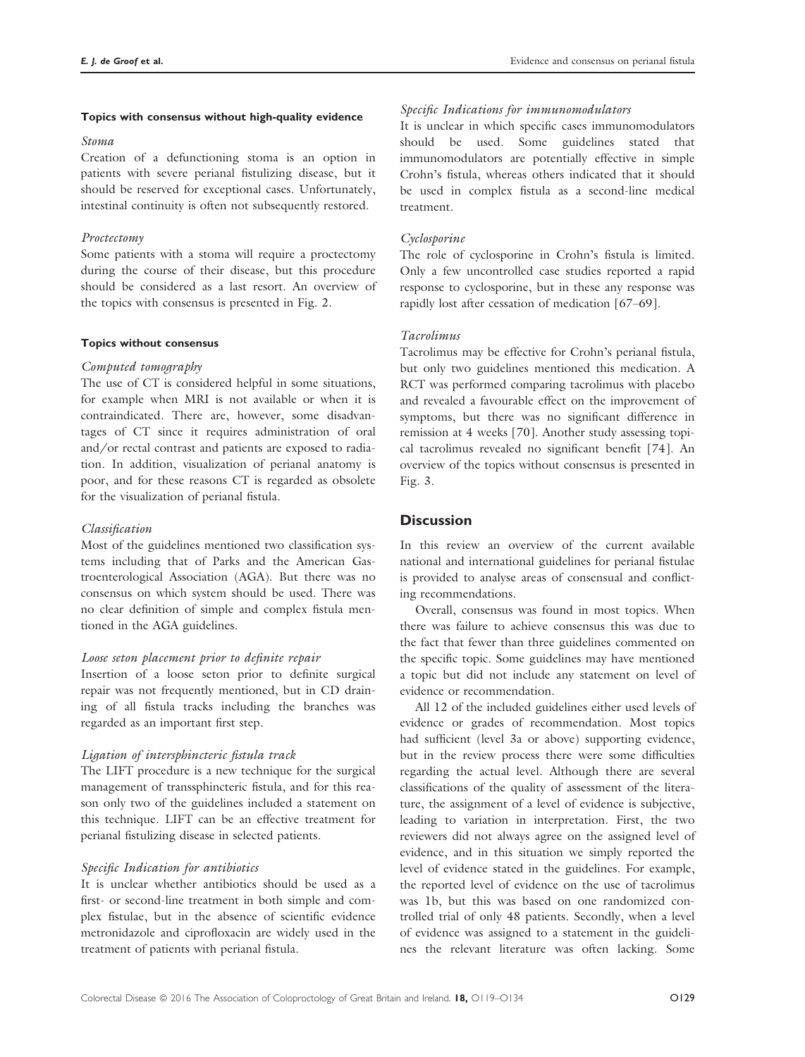#### Topics with consensus without high-quality evidence

*Stoma*

Creation of a defunctioning stoma is an option in patients with severe perianal fistulizing disease, but it should be reserved for exceptional cases. Unfortunately, intestinal continuity is often not subsequently restored.

*Proctectomy*

Some patients with a stoma will require a proctectomy during the course of their disease, but this procedure should be considered as a last resort. An overview of the topics with consensus is presented in Fig. 2.

#### Topics without consensus

*Computed tomography*

The use of CT is considered helpful in some situations, for example when MRI is not available or when it is contraindicated. There are, however, some disadvantages of CT since it requires administration of oral and/or rectal contrast and patients are exposed to radiation. In addition, visualization of perianal anatomy is poor, and for these reasons CT is regarded as obsolete for the visualization of perianal fistula.

*Classification*

Most of the guidelines mentioned two classification systems including that of Parks and the American Gastroenterological Association (AGA). But there was no consensus on which system should be used. There was no clear definition of simple and complex fistula mentioned in the AGA guidelines.

*Loose seton placement prior to definite repair*

Insertion of a loose seton prior to definite surgical repair was not frequently mentioned, but in CD draining of all fistula tracks including the branches was regarded as an important first step.

*Ligation of intersphincteric fistula track*

The LIFT procedure is a new technique for the surgical management of transsphincteric fistula, and for this reason only two of the guidelines included a statement on this technique. LIFT can be an effective treatment for perianal fistulizing disease in selected patients.

*Specific Indication for antibiotics*

It is unclear whether antibiotics should be used as a first- or second-line treatment in both simple and complex fistulae, but in the absence of scientific evidence metronidazole and ciprofloxacin are widely used in the treatment of patients with perianal fistula.

*Specific Indications for immunomodulators*

It is unclear in which specific cases immunomodulators should be used. Some guidelines stated that immunomodulators are potentially effective in simple Crohn's fistula, whereas others indicated that it should be used in complex fistula as a second-line medical treatment.

*Cyclosporine*

The role of cyclosporine in Crohn's fistula is limited. Only a few uncontrolled case studies reported a rapid response to cyclosporine, but in these any response was rapidly lost after cessation of medication [67–69].

*Tacrolimus*

Tacrolimus may be effective for Crohn's perianal fistula, but only two guidelines mentioned this medication. A RCT was performed comparing tacrolimus with placebo and revealed a favourable effect on the improvement of symptoms, but there was no significant difference in remission at 4 weeks [70]. Another study assessing topical tacrolimus revealed no significant benefit [74]. An overview of the topics without consensus is presented in Fig. 3.

## Discussion

In this review an overview of the current available national and international guidelines for perianal fistulae is provided to analyse areas of consensual and conflicting recommendations.

Overall, consensus was found in most topics. When there was failure to achieve consensus this was due to the fact that fewer than three guidelines commented on the specific topic. Some guidelines may have mentioned a topic but did not include any statement on level of evidence or recommendation.

All 12 of the included guidelines either used levels of evidence or grades of recommendation. Most topics had sufficient (level 3a or above) supporting evidence, but in the review process there were some difficulties regarding the actual level. Although there are several classifications of the quality of assessment of the literature, the assignment of a level of evidence is subjective, leading to variation in interpretation. First, the two reviewers did not always agree on the assigned level of evidence, and in this situation we simply reported the level of evidence stated in the guidelines. For example, the reported level of evidence on the use of tacrolimus was 1b, but this was based on one randomized controlled trial of only 48 patients. Secondly, when a level of evidence was assigned to a statement in the guidelines the relevant literature was often lacking. Some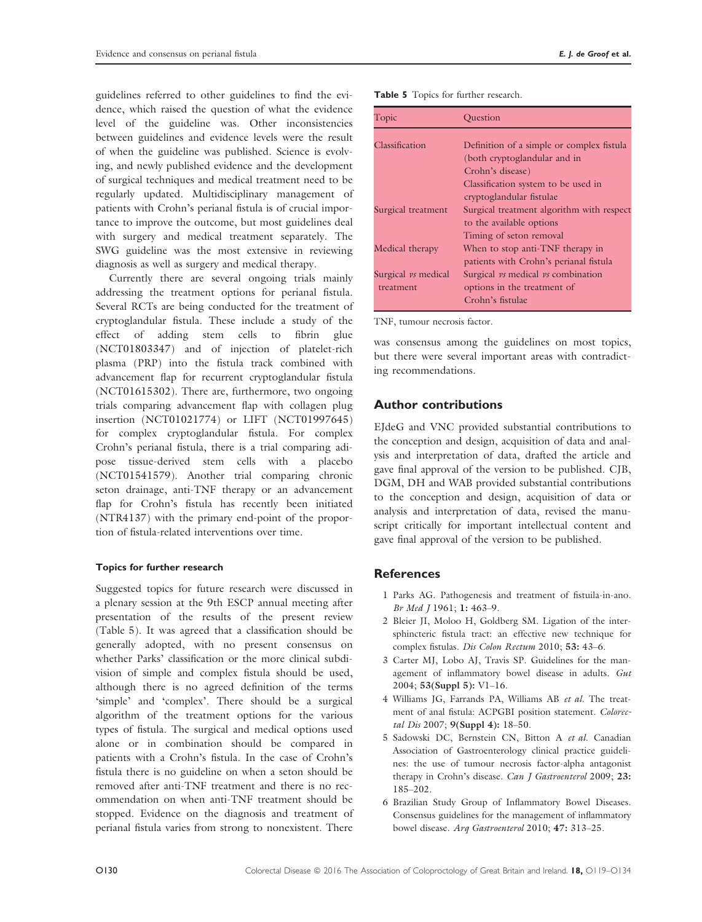guidelines referred to other guidelines to find the evidence, which raised the question of what the evidence level of the guideline was. Other inconsistencies between guidelines and evidence levels were the result of when the guideline was published. Science is evolving, and newly published evidence and the development of surgical techniques and medical treatment need to be regularly updated. Multidisciplinary management of patients with Crohn's perianal fistula is of crucial importance to improve the outcome, but most guidelines deal with surgery and medical treatment separately. The SWG guideline was the most extensive in reviewing diagnosis as well as surgery and medical therapy.

Currently there are several ongoing trials mainly addressing the treatment options for perianal fistula. Several RCTs are being conducted for the treatment of cryptoglandular fistula. These include a study of the effect of adding stem cells to fibrin glue (NCT01803347) and of injection of platelet-rich plasma (PRP) into the fistula track combined with advancement flap for recurrent cryptoglandular fistula (NCT01615302). There are, furthermore, two ongoing trials comparing advancement flap with collagen plug insertion (NCT01021774) or LIFT (NCT01997645) for complex cryptoglandular fistula. For complex Crohn's perianal fistula, there is a trial comparing adipose tissue-derived stem cells with a placebo (NCT01541579). Another trial comparing chronic seton drainage, anti-TNF therapy or an advancement flap for Crohn's fistula has recently been initiated (NTR4137) with the primary end-point of the proportion of fistula-related interventions over time.

#### Topics for further research

Suggested topics for future research were discussed in a plenary session at the 9th ESCP annual meeting after presentation of the results of the present review (Table 5). It was agreed that a classification should be generally adopted, with no present consensus on whether Parks' classification or the more clinical subdivision of simple and complex fistula should be used, although there is no agreed definition of the terms 'simple' and 'complex'. There should be a surgical algorithm of the treatment options for the various types of fistula. The surgical and medical options used alone or in combination should be compared in patients with a Crohn's fistula. In the case of Crohn's fistula there is no guideline on when a seton should be removed after anti-TNF treatment and there is no recommendation on when anti-TNF treatment should be stopped. Evidence on the diagnosis and treatment of perianal fistula varies from strong to nonexistent. There was consensus among the guidelines on most topics, but there were several important areas with contradicting recommendations.

**Table 5** Topics for further research.

| Topic | Question |
|---|---|
| Classification | Definition of a simple or complex fistula (both cryptoglandular and in Crohn's disease)<br>Classification system to be used in cryptoglandular fistulae |
| Surgical treatment | Surgical treatment algorithm with respect to the available options<br>Timing of seton removal |
| Medical therapy | When to stop anti-TNF therapy in patients with Crohn's perianal fistula |
| Surgical *vs* medical treatment | Surgical *vs* medical *vs* combination options in the treatment of Crohn's fistulae |

TNF, tumour necrosis factor.

## Author contributions

EJdeG and VNC provided substantial contributions to the conception and design, acquisition of data and analysis and interpretation of data, drafted the article and gave final approval of the version to be published. CJB, DGM, DH and WAB provided substantial contributions to the conception and design, acquisition of data or analysis and interpretation of data, revised the manuscript critically for important intellectual content and gave final approval of the version to be published.

## References

1 Parks AG. Pathogenesis and treatment of fistuila-in-ano. *Br Med J* 1961; **1:** 463–9.

2 Bleier JI, Moloo H, Goldberg SM. Ligation of the intersphincteric fistula tract: an effective new technique for complex fistulas. *Dis Colon Rectum* 2010; **53:** 43–6.

3 Carter MJ, Lobo AJ, Travis SP. Guidelines for the management of inflammatory bowel disease in adults. *Gut* 2004; **53(Suppl 5):** V1–16.

4 Williams JG, Farrands PA, Williams AB *et al.* The treatment of anal fistula: ACPGBI position statement. *Colorectal Dis* 2007; **9(Suppl 4):** 18–50.

5 Sadowski DC, Bernstein CN, Bitton A *et al.* Canadian Association of Gastroenterology clinical practice guidelines: the use of tumour necrosis factor-alpha antagonist therapy in Crohn's disease. *Can J Gastroenterol* 2009; **23:** 185–202.

6 Brazilian Study Group of Inflammatory Bowel Diseases. Consensus guidelines for the management of inflammatory bowel disease. *Arq Gastroenterol* 2010; **47:** 313–25.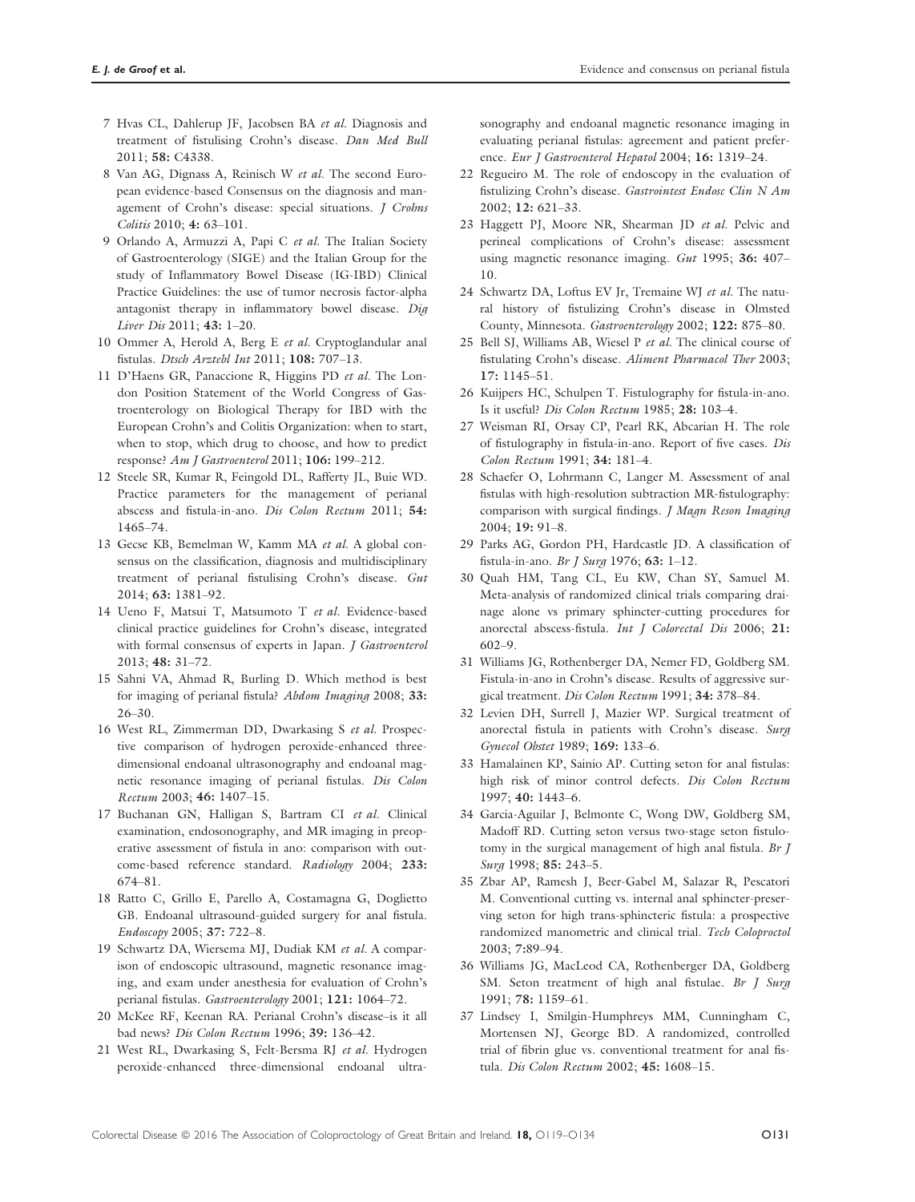7 Hvas CL, Dahlerup JF, Jacobsen BA *et al*. Diagnosis and treatment of fistulising Crohn's disease. *Dan Med Bull* 2011; **58:** C4338.

8 Van AG, Dignass A, Reinisch W *et al*. The second European evidence-based Consensus on the diagnosis and management of Crohn's disease: special situations. *J Crohns Colitis* 2010; **4:** 63–101.

9 Orlando A, Armuzzi A, Papi C *et al*. The Italian Society of Gastroenterology (SIGE) and the Italian Group for the study of Inflammatory Bowel Disease (IG-IBD) Clinical Practice Guidelines: the use of tumor necrosis factor-alpha antagonist therapy in inflammatory bowel disease. *Dig Liver Dis* 2011; **43:** 1–20.

10 Ommer A, Herold A, Berg E *et al*. Cryptoglandular anal fistulas. *Dtsch Arztebl Int* 2011; **108:** 707–13.

11 D'Haens GR, Panaccione R, Higgins PD *et al*. The London Position Statement of the World Congress of Gastroenterology on Biological Therapy for IBD with the European Crohn's and Colitis Organization: when to start, when to stop, which drug to choose, and how to predict response? *Am J Gastroenterol* 2011; **106:** 199–212.

12 Steele SR, Kumar R, Feingold DL, Rafferty JL, Buie WD. Practice parameters for the management of perianal abscess and fistula-in-ano. *Dis Colon Rectum* 2011; **54:** 1465–74.

13 Gecse KB, Bemelman W, Kamm MA *et al*. A global consensus on the classification, diagnosis and multidisciplinary treatment of perianal fistulising Crohn's disease. *Gut* 2014; **63:** 1381–92.

14 Ueno F, Matsui T, Matsumoto T *et al*. Evidence-based clinical practice guidelines for Crohn's disease, integrated with formal consensus of experts in Japan. *J Gastroenterol* 2013; **48:** 31–72.

15 Sahni VA, Ahmad R, Burling D. Which method is best for imaging of perianal fistula? *Abdom Imaging* 2008; **33:** 26–30.

16 West RL, Zimmerman DD, Dwarkasing S *et al*. Prospective comparison of hydrogen peroxide-enhanced three-dimensional endoanal ultrasonography and endoanal magnetic resonance imaging of perianal fistulas. *Dis Colon Rectum* 2003; **46:** 1407–15.

17 Buchanan GN, Halligan S, Bartram CI *et al*. Clinical examination, endosonography, and MR imaging in preoperative assessment of fistula in ano: comparison with outcome-based reference standard. *Radiology* 2004; **233:** 674–81.

18 Ratto C, Grillo E, Parello A, Costamagna G, Doglietto GB. Endoanal ultrasound-guided surgery for anal fistula. *Endoscopy* 2005; **37:** 722–8.

19 Schwartz DA, Wiersema MJ, Dudiak KM *et al*. A comparison of endoscopic ultrasound, magnetic resonance imaging, and exam under anesthesia for evaluation of Crohn's perianal fistulas. *Gastroenterology* 2001; **121:** 1064–72.

20 McKee RF, Keenan RA. Perianal Crohn's disease–is it all bad news? *Dis Colon Rectum* 1996; **39:** 136–42.

21 West RL, Dwarkasing S, Felt-Bersma RJ *et al*. Hydrogen peroxide-enhanced three-dimensional endoanal ultrasonography and endoanal magnetic resonance imaging in evaluating perianal fistulas: agreement and patient preference. *Eur J Gastroenterol Hepatol* 2004; **16:** 1319–24.

22 Regueiro M. The role of endoscopy in the evaluation of fistulizing Crohn's disease. *Gastrointest Endosc Clin N Am* 2002; **12:** 621–33.

23 Haggett PJ, Moore NR, Shearman JD *et al*. Pelvic and perineal complications of Crohn's disease: assessment using magnetic resonance imaging. *Gut* 1995; **36:** 407–10.

24 Schwartz DA, Loftus EV Jr, Tremaine WJ *et al*. The natural history of fistulizing Crohn's disease in Olmsted County, Minnesota. *Gastroenterology* 2002; **122:** 875–80.

25 Bell SJ, Williams AB, Wiesel P *et al*. The clinical course of fistulating Crohn's disease. *Aliment Pharmacol Ther* 2003; **17:** 1145–51.

26 Kuijpers HC, Schulpen T. Fistulography for fistula-in-ano. Is it useful? *Dis Colon Rectum* 1985; **28:** 103–4.

27 Weisman RI, Orsay CP, Pearl RK, Abcarian H. The role of fistulography in fistula-in-ano. Report of five cases. *Dis Colon Rectum* 1991; **34:** 181–4.

28 Schaefer O, Lohrmann C, Langer M. Assessment of anal fistulas with high-resolution subtraction MR-fistulography: comparison with surgical findings. *J Magn Reson Imaging* 2004; **19:** 91–8.

29 Parks AG, Gordon PH, Hardcastle JD. A classification of fistula-in-ano. *Br J Surg* 1976; **63:** 1–12.

30 Quah HM, Tang CL, Eu KW, Chan SY, Samuel M. Meta-analysis of randomized clinical trials comparing drainage alone vs primary sphincter-cutting procedures for anorectal abscess-fistula. *Int J Colorectal Dis* 2006; **21:** 602–9.

31 Williams JG, Rothenberger DA, Nemer FD, Goldberg SM. Fistula-in-ano in Crohn's disease. Results of aggressive surgical treatment. *Dis Colon Rectum* 1991; **34:** 378–84.

32 Levien DH, Surrell J, Mazier WP. Surgical treatment of anorectal fistula in patients with Crohn's disease. *Surg Gynecol Obstet* 1989; **169:** 133–6.

33 Hamalainen KP, Sainio AP. Cutting seton for anal fistulas: high risk of minor control defects. *Dis Colon Rectum* 1997; **40:** 1443–6.

34 Garcia-Aguilar J, Belmonte C, Wong DW, Goldberg SM, Madoff RD. Cutting seton versus two-stage seton fistulotomy in the surgical management of high anal fistula. *Br J Surg* 1998; **85:** 243–5.

35 Zbar AP, Ramesh J, Beer-Gabel M, Salazar R, Pescatori M. Conventional cutting vs. internal anal sphincter-preserving seton for high trans-sphincteric fistula: a prospective randomized manometric and clinical trial. *Tech Coloproctol* 2003; **7:**89–94.

36 Williams JG, MacLeod CA, Rothenberger DA, Goldberg SM. Seton treatment of high anal fistulae. *Br J Surg* 1991; **78:** 1159–61.

37 Lindsey I, Smilgin-Humphreys MM, Cunningham C, Mortensen NJ, George BD. A randomized, controlled trial of fibrin glue vs. conventional treatment for anal fistula. *Dis Colon Rectum* 2002; **45:** 1608–15.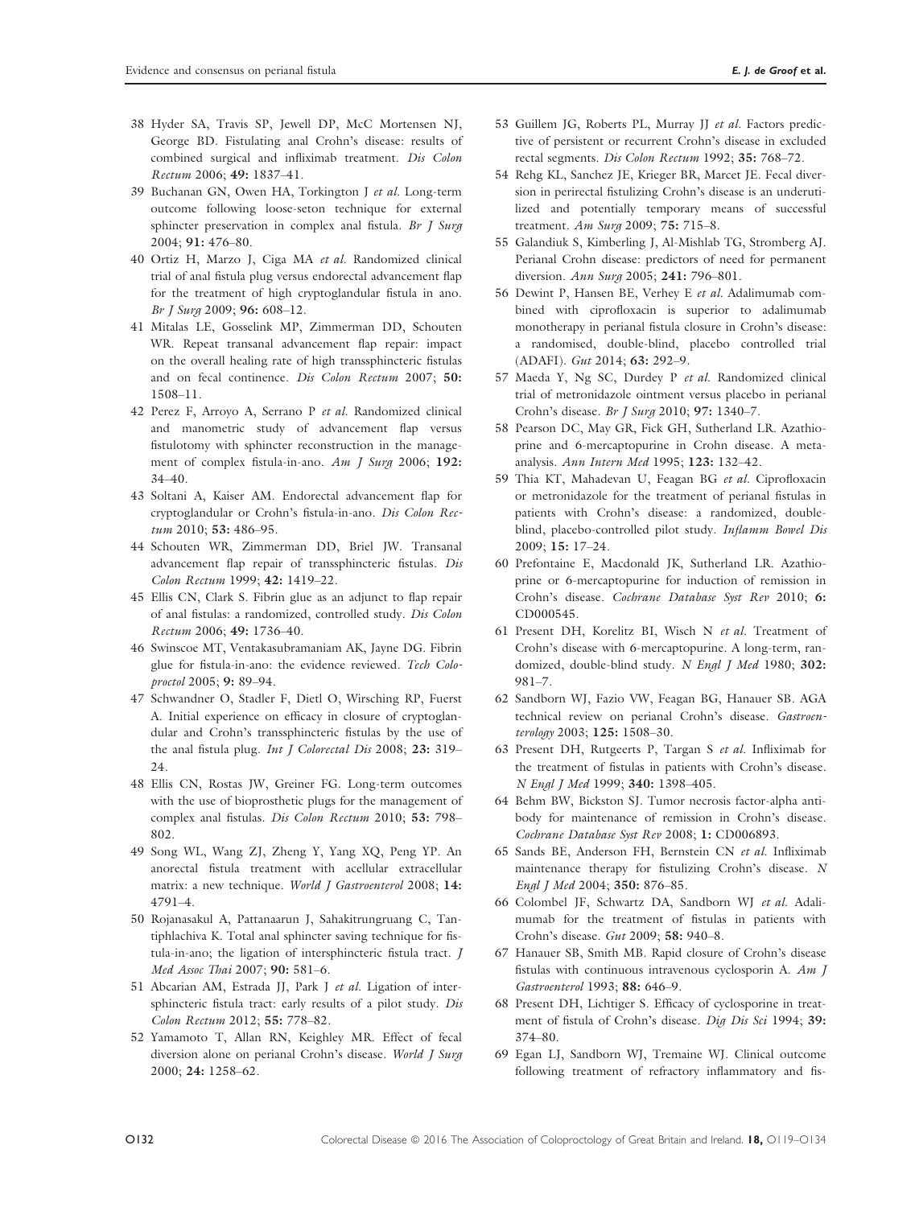38 Hyder SA, Travis SP, Jewell DP, McC Mortensen NJ, George BD. Fistulating anal Crohn's disease: results of combined surgical and infliximab treatment. *Dis Colon Rectum* 2006; **49:** 1837–41.

39 Buchanan GN, Owen HA, Torkington J *et al.* Long-term outcome following loose-seton technique for external sphincter preservation in complex anal fistula. *Br J Surg* 2004; **91:** 476–80.

40 Ortiz H, Marzo J, Ciga MA *et al.* Randomized clinical trial of anal fistula plug versus endorectal advancement flap for the treatment of high cryptoglandular fistula in ano. *Br J Surg* 2009; **96:** 608–12.

41 Mitalas LE, Gosselink MP, Zimmerman DD, Schouten WR. Repeat transanal advancement flap repair: impact on the overall healing rate of high transsphincteric fistulas and on fecal continence. *Dis Colon Rectum* 2007; **50:** 1508–11.

42 Perez F, Arroyo A, Serrano P *et al.* Randomized clinical and manometric study of advancement flap versus fistulotomy with sphincter reconstruction in the management of complex fistula-in-ano. *Am J Surg* 2006; **192:** 34–40.

43 Soltani A, Kaiser AM. Endorectal advancement flap for cryptoglandular or Crohn's fistula-in-ano. *Dis Colon Rectum* 2010; **53:** 486–95.

44 Schouten WR, Zimmerman DD, Briel JW. Transanal advancement flap repair of transsphincteric fistulas. *Dis Colon Rectum* 1999; **42:** 1419–22.

45 Ellis CN, Clark S. Fibrin glue as an adjunct to flap repair of anal fistulas: a randomized, controlled study. *Dis Colon Rectum* 2006; **49:** 1736–40.

46 Swinscoe MT, Ventakasubramaniam AK, Jayne DG. Fibrin glue for fistula-in-ano: the evidence reviewed. *Tech Coloproctol* 2005; **9:** 89–94.

47 Schwandner O, Stadler F, Dietl O, Wirsching RP, Fuerst A. Initial experience on efficacy in closure of cryptoglandular and Crohn's transsphincteric fistulas by the use of the anal fistula plug. *Int J Colorectal Dis* 2008; **23:** 319–24.

48 Ellis CN, Rostas JW, Greiner FG. Long-term outcomes with the use of bioprosthetic plugs for the management of complex anal fistulas. *Dis Colon Rectum* 2010; **53:** 798–802.

49 Song WL, Wang ZJ, Zheng Y, Yang XQ, Peng YP. An anorectal fistula treatment with acellular extracellular matrix: a new technique. *World J Gastroenterol* 2008; **14:** 4791–4.

50 Rojanasakul A, Pattanaarun J, Sahakitrungruang C, Tantiphlachiva K. Total anal sphincter saving technique for fistula-in-ano; the ligation of intersphincteric fistula tract. *J Med Assoc Thai* 2007; **90:** 581–6.

51 Abcarian AM, Estrada JJ, Park J *et al.* Ligation of intersphincteric fistula tract: early results of a pilot study. *Dis Colon Rectum* 2012; **55:** 778–82.

52 Yamamoto T, Allan RN, Keighley MR. Effect of fecal diversion alone on perianal Crohn's disease. *World J Surg* 2000; **24:** 1258–62.

53 Guillem JG, Roberts PL, Murray JJ *et al.* Factors predictive of persistent or recurrent Crohn's disease in excluded rectal segments. *Dis Colon Rectum* 1992; **35:** 768–72.

54 Rehg KL, Sanchez JE, Krieger BR, Marcet JE. Fecal diversion in perirectal fistulizing Crohn's disease is an underutilized and potentially temporary means of successful treatment. *Am Surg* 2009; **75:** 715–8.

55 Galandiuk S, Kimberling J, Al-Mishlab TG, Stromberg AJ. Perianal Crohn disease: predictors of need for permanent diversion. *Ann Surg* 2005; **241:** 796–801.

56 Dewint P, Hansen BE, Verhey E *et al.* Adalimumab combined with ciprofloxacin is superior to adalimumab monotherapy in perianal fistula closure in Crohn's disease: a randomised, double-blind, placebo controlled trial (ADAFI). *Gut* 2014; **63:** 292–9.

57 Maeda Y, Ng SC, Durdey P *et al.* Randomized clinical trial of metronidazole ointment versus placebo in perianal Crohn's disease. *Br J Surg* 2010; **97:** 1340–7.

58 Pearson DC, May GR, Fick GH, Sutherland LR. Azathioprine and 6-mercaptopurine in Crohn disease. A meta-analysis. *Ann Intern Med* 1995; **123:** 132–42.

59 Thia KT, Mahadevan U, Feagan BG *et al.* Ciprofloxacin or metronidazole for the treatment of perianal fistulas in patients with Crohn's disease: a randomized, double-blind, placebo-controlled pilot study. *Inflamm Bowel Dis* 2009; **15:** 17–24.

60 Prefontaine E, Macdonald JK, Sutherland LR. Azathioprine or 6-mercaptopurine for induction of remission in Crohn's disease. *Cochrane Database Syst Rev* 2010; **6:** CD000545.

61 Present DH, Korelitz BI, Wisch N *et al.* Treatment of Crohn's disease with 6-mercaptopurine. A long-term, randomized, double-blind study. *N Engl J Med* 1980; **302:** 981–7.

62 Sandborn WJ, Fazio VW, Feagan BG, Hanauer SB. AGA technical review on perianal Crohn's disease. *Gastroenterology* 2003; **125:** 1508–30.

63 Present DH, Rutgeerts P, Targan S *et al.* Infliximab for the treatment of fistulas in patients with Crohn's disease. *N Engl J Med* 1999; **340:** 1398–405.

64 Behm BW, Bickston SJ. Tumor necrosis factor-alpha antibody for maintenance of remission in Crohn's disease. *Cochrane Database Syst Rev* 2008; **1:** CD006893.

65 Sands BE, Anderson FH, Bernstein CN *et al.* Infliximab maintenance therapy for fistulizing Crohn's disease. *N Engl J Med* 2004; **350:** 876–85.

66 Colombel JF, Schwartz DA, Sandborn WJ *et al.* Adalimumab for the treatment of fistulas in patients with Crohn's disease. *Gut* 2009; **58:** 940–8.

67 Hanauer SB, Smith MB. Rapid closure of Crohn's disease fistulas with continuous intravenous cyclosporin A. *Am J Gastroenterol* 1993; **88:** 646–9.

68 Present DH, Lichtiger S. Efficacy of cyclosporine in treatment of fistula of Crohn's disease. *Dig Dis Sci* 1994; **39:** 374–80.

69 Egan LJ, Sandborn WJ, Tremaine WJ. Clinical outcome following treatment of refractory inflammatory and fis-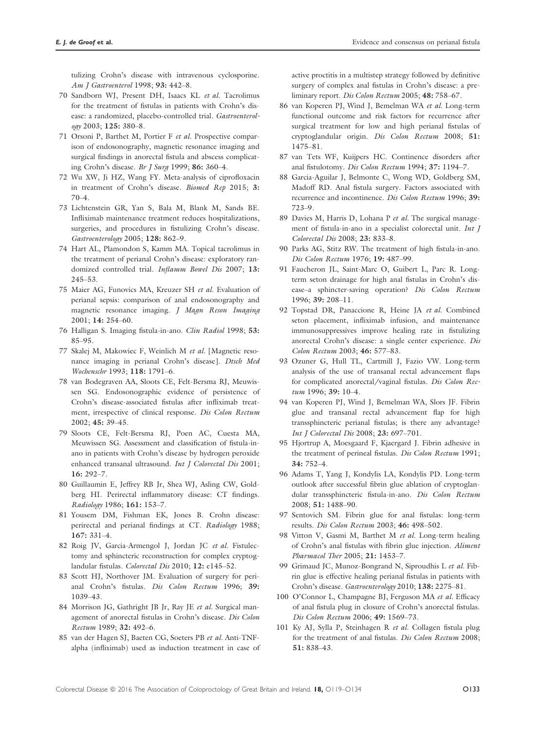tulizing Crohn's disease with intravenous cyclosporine. *Am J Gastroenterol* 1998; **93:** 442–8.

70 Sandborn WJ, Present DH, Isaacs KL *et al*. Tacrolimus for the treatment of fistulas in patients with Crohn's disease: a randomized, placebo-controlled trial. *Gastroenterology* 2003; **125:** 380–8.

71 Orsoni P, Barthet M, Portier F *et al*. Prospective comparison of endosonography, magnetic resonance imaging and surgical findings in anorectal fistula and abscess complicating Crohn's disease. *Br J Surg* 1999; **86:** 360–4.

72 Wu XW, Ji HZ, Wang FY. Meta-analysis of ciprofloxacin in treatment of Crohn's disease. *Biomed Rep* 2015; **3:** 70–4.

73 Lichtenstein GR, Yan S, Bala M, Blank M, Sands BE. Infliximab maintenance treatment reduces hospitalizations, surgeries, and procedures in fistulizing Crohn's disease. *Gastroenterology* 2005; **128:** 862–9.

74 Hart AL, Plamondon S, Kamm MA. Topical tacrolimus in the treatment of perianal Crohn's disease: exploratory randomized controlled trial. *Inflamm Bowel Dis* 2007; **13:** 245–53.

75 Maier AG, Funovics MA, Kreuzer SH *et al*. Evaluation of perianal sepsis: comparison of anal endosonography and magnetic resonance imaging. *J Magn Reson Imaging* 2001; **14:** 254–60.

76 Halligan S. Imaging fistula-in-ano. *Clin Radiol* 1998; **53:** 85–95.

77 Skalej M, Makowiec F, Weinlich M *et al*. [Magnetic resonance imaging in perianal Crohn's disease]. *Dtsch Med Wochenschr* 1993; **118:** 1791–6.

78 van Bodegraven AA, Sloots CE, Felt-Bersma RJ, Meuwissen SG. Endosonographic evidence of persistence of Crohn's disease-associated fistulas after infliximab treatment, irrespective of clinical response. *Dis Colon Rectum* 2002; **45:** 39–45.

79 Sloots CE, Felt-Bersma RJ, Poen AC, Cuesta MA, Meuwissen SG. Assessment and classification of fistula-in-ano in patients with Crohn's disease by hydrogen peroxide enhanced transanal ultrasound. *Int J Colorectal Dis* 2001; **16:** 292–7.

80 Guillaumin E, Jeffrey RB Jr, Shea WJ, Asling CW, Goldberg HI. Perirectal inflammatory disease: CT findings. *Radiology* 1986; **161:** 153–7.

81 Yousem DM, Fishman EK, Jones B. Crohn disease: perirectal and perianal findings at CT. *Radiology* 1988; **167:** 331–4.

82 Roig JV, Garcia-Armengol J, Jordan JC *et al*. Fistulectomy and sphincteric reconstruction for complex cryptoglandular fistulas. *Colorectal Dis* 2010; **12:** e145–52.

83 Scott HJ, Northover JM. Evaluation of surgery for perianal Crohn's fistulas. *Dis Colon Rectum* 1996; **39:** 1039–43.

84 Morrison JG, Gathright JB Jr, Ray JE *et al*. Surgical management of anorectal fistulas in Crohn's disease. *Dis Colon Rectum* 1989; **32:** 492–6.

85 van der Hagen SJ, Baeten CG, Soeters PB *et al*. Anti-TNF-alpha (infliximab) used as induction treatment in case of active proctitis in a multistep strategy followed by definitive surgery of complex anal fistulas in Crohn's disease: a preliminary report. *Dis Colon Rectum* 2005; **48:** 758–67.

86 van Koperen PJ, Wind J, Bemelman WA *et al*. Long-term functional outcome and risk factors for recurrence after surgical treatment for low and high perianal fistulas of cryptoglandular origin. *Dis Colon Rectum* 2008; **51:** 1475–81.

87 van Tets WF, Kuijpers HC. Continence disorders after anal fistulotomy. *Dis Colon Rectum* 1994; **37:** 1194–7.

88 Garcia-Aguilar J, Belmonte C, Wong WD, Goldberg SM, Madoff RD. Anal fistula surgery. Factors associated with recurrence and incontinence. *Dis Colon Rectum* 1996; **39:** 723–9.

89 Davies M, Harris D, Lohana P *et al*. The surgical management of fistula-in-ano in a specialist colorectal unit. *Int J Colorectal Dis* 2008; **23:** 833–8.

90 Parks AG, Stitz RW. The treatment of high fistula-in-ano. *Dis Colon Rectum* 1976; **19:** 487–99.

91 Faucheron JL, Saint-Marc O, Guibert L, Parc R. Long-term seton drainage for high anal fistulas in Crohn's disease–a sphincter-saving operation? *Dis Colon Rectum* 1996; **39:** 208–11.

92 Topstad DR, Panaccione R, Heine JA *et al*. Combined seton placement, infliximab infusion, and maintenance immunosuppressives improve healing rate in fistulizing anorectal Crohn's disease: a single center experience. *Dis Colon Rectum* 2003; **46:** 577–83.

93 Ozuner G, Hull TL, Cartmill J, Fazio VW. Long-term analysis of the use of transanal rectal advancement flaps for complicated anorectal/vaginal fistulas. *Dis Colon Rectum* 1996; **39:** 10–4.

94 van Koperen PJ, Wind J, Bemelman WA, Slors JF. Fibrin glue and transanal rectal advancement flap for high transsphincteric perianal fistulas; is there any advantage? *Int J Colorectal Dis* 2008; **23:** 697–701.

95 Hjortrup A, Moesgaard F, Kjaergard J. Fibrin adhesive in the treatment of perineal fistulas. *Dis Colon Rectum* 1991; **34:** 752–4.

96 Adams T, Yang J, Kondylis LA, Kondylis PD. Long-term outlook after successful fibrin glue ablation of cryptoglandular transsphincteric fistula-in-ano. *Dis Colon Rectum* 2008; **51:** 1488–90.

97 Sentovich SM. Fibrin glue for anal fistulas: long-term results. *Dis Colon Rectum* 2003; **46:** 498–502.

98 Vitton V, Gasmi M, Barthet M *et al*. Long-term healing of Crohn's anal fistulas with fibrin glue injection. *Aliment Pharmacol Ther* 2005; **21:** 1453–7.

99 Grimaud JC, Munoz-Bongrand N, Siproudhis L *et al*. Fibrin glue is effective healing perianal fistulas in patients with Crohn's disease. *Gastroenterology* 2010; **138:** 2275–81.

100 O'Connor L, Champagne BJ, Ferguson MA *et al*. Efficacy of anal fistula plug in closure of Crohn's anorectal fistulas. *Dis Colon Rectum* 2006; **49:** 1569–73.

101 Ky AJ, Sylla P, Steinhagen R *et al*. Collagen fistula plug for the treatment of anal fistulas. *Dis Colon Rectum* 2008; **51:** 838–43.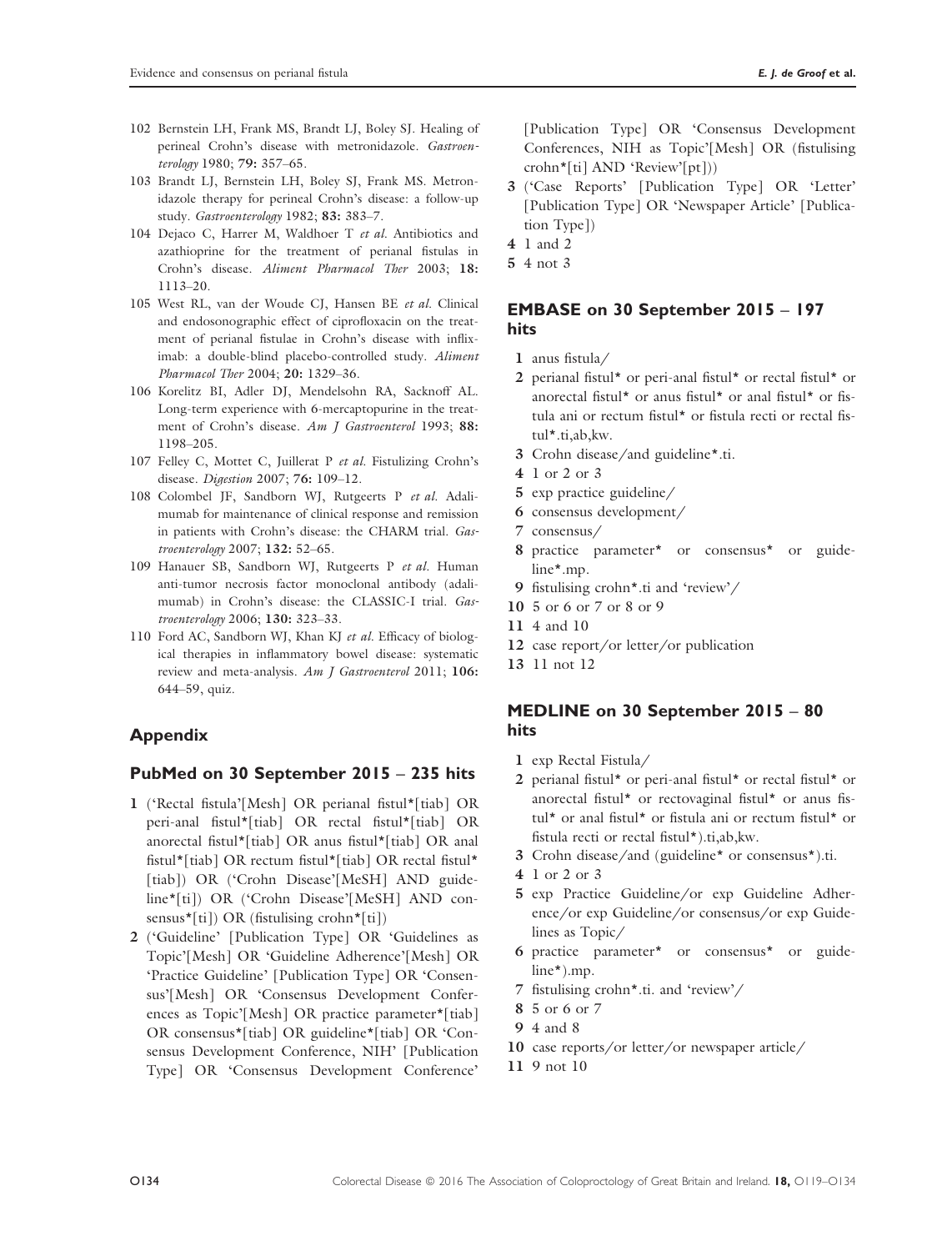102 Bernstein LH, Frank MS, Brandt LJ, Boley SJ. Healing of perineal Crohn's disease with metronidazole. *Gastroenterology* 1980; **79:** 357–65.

103 Brandt LJ, Bernstein LH, Boley SJ, Frank MS. Metronidazole therapy for perineal Crohn's disease: a follow-up study. *Gastroenterology* 1982; **83:** 383–7.

104 Dejaco C, Harrer M, Waldhoer T *et al.* Antibiotics and azathioprine for the treatment of perianal fistulas in Crohn's disease. *Aliment Pharmacol Ther* 2003; **18:** 1113–20.

105 West RL, van der Woude CJ, Hansen BE *et al.* Clinical and endosonographic effect of ciprofloxacin on the treatment of perianal fistulae in Crohn's disease with infliximab: a double-blind placebo-controlled study. *Aliment Pharmacol Ther* 2004; **20:** 1329–36.

106 Korelitz BI, Adler DJ, Mendelsohn RA, Sacknoff AL. Long-term experience with 6-mercaptopurine in the treatment of Crohn's disease. *Am J Gastroenterol* 1993; **88:** 1198–205.

107 Felley C, Mottet C, Juillerat P *et al.* Fistulizing Crohn's disease. *Digestion* 2007; **76:** 109–12.

108 Colombel JF, Sandborn WJ, Rutgeerts P *et al.* Adalimumab for maintenance of clinical response and remission in patients with Crohn's disease: the CHARM trial. *Gastroenterology* 2007; **132:** 52–65.

109 Hanauer SB, Sandborn WJ, Rutgeerts P *et al.* Human anti-tumor necrosis factor monoclonal antibody (adalimumab) in Crohn's disease: the CLASSIC-I trial. *Gastroenterology* 2006; **130:** 323–33.

110 Ford AC, Sandborn WJ, Khan KJ *et al.* Efficacy of biological therapies in inflammatory bowel disease: systematic review and meta-analysis. *Am J Gastroenterol* 2011; **106:** 644–59, quiz.

## Appendix

### PubMed on 30 September 2015 – 235 hits

1 ('Rectal fistula'[Mesh] OR perianal fistul*[tiab] OR peri-anal fistul*[tiab] OR rectal fistul*[tiab] OR anorectal fistul*[tiab] OR anus fistul*[tiab] OR anal fistul*[tiab] OR rectum fistul*[tiab] OR rectal fistul* [tiab]) OR ('Crohn Disease'[MeSH] AND guideline*[ti]) OR ('Crohn Disease'[MeSH] AND consensus*[ti]) OR (fistulising crohn*[ti])

2 ('Guideline' [Publication Type] OR 'Guidelines as Topic'[Mesh] OR 'Guideline Adherence'[Mesh] OR 'Practice Guideline' [Publication Type] OR 'Consensus'[Mesh] OR 'Consensus Development Conferences as Topic'[Mesh] OR practice parameter*[tiab] OR consensus*[tiab] OR guideline*[tiab] OR 'Consensus Development Conference, NIH' [Publication Type] OR 'Consensus Development Conference' [Publication Type] OR 'Consensus Development Conferences, NIH as Topic'[Mesh] OR (fistulising crohn*[ti] AND 'Review'[pt]))

3 ('Case Reports' [Publication Type] OR 'Letter' [Publication Type] OR 'Newspaper Article' [Publication Type])

4 1 and 2

5 4 not 3

### EMBASE on 30 September 2015 – 197 hits

1 anus fistula/

2 perianal fistul* or peri-anal fistul* or rectal fistul* or anorectal fistul* or anus fistul* or anal fistul* or fistula ani or rectum fistul* or fistula recti or rectal fistul*.ti,ab,kw.

3 Crohn disease/and guideline*.ti.

4 1 or 2 or 3

5 exp practice guideline/

6 consensus development/

7 consensus/

8 practice parameter* or consensus* or guideline*.mp.

9 fistulising crohn*.ti and 'review'/

10 5 or 6 or 7 or 8 or 9

11 4 and 10

12 case report/or letter/or publication

13 11 not 12

### MEDLINE on 30 September 2015 – 80 hits

1 exp Rectal Fistula/

2 perianal fistul* or peri-anal fistul* or rectal fistul* or anorectal fistul* or rectovaginal fistul* or anus fistul* or anal fistul* or fistula ani or rectum fistul* or fistula recti or rectal fistul*).ti,ab,kw.

3 Crohn disease/and (guideline* or consensus*).ti.

4 1 or 2 or 3

5 exp Practice Guideline/or exp Guideline Adherence/or exp Guideline/or consensus/or exp Guidelines as Topic/

6 practice parameter* or consensus* or guideline*).mp.

7 fistulising crohn*.ti. and 'review'/

8 5 or 6 or 7

9 4 and 8

10 case reports/or letter/or newspaper article/

11 9 not 10